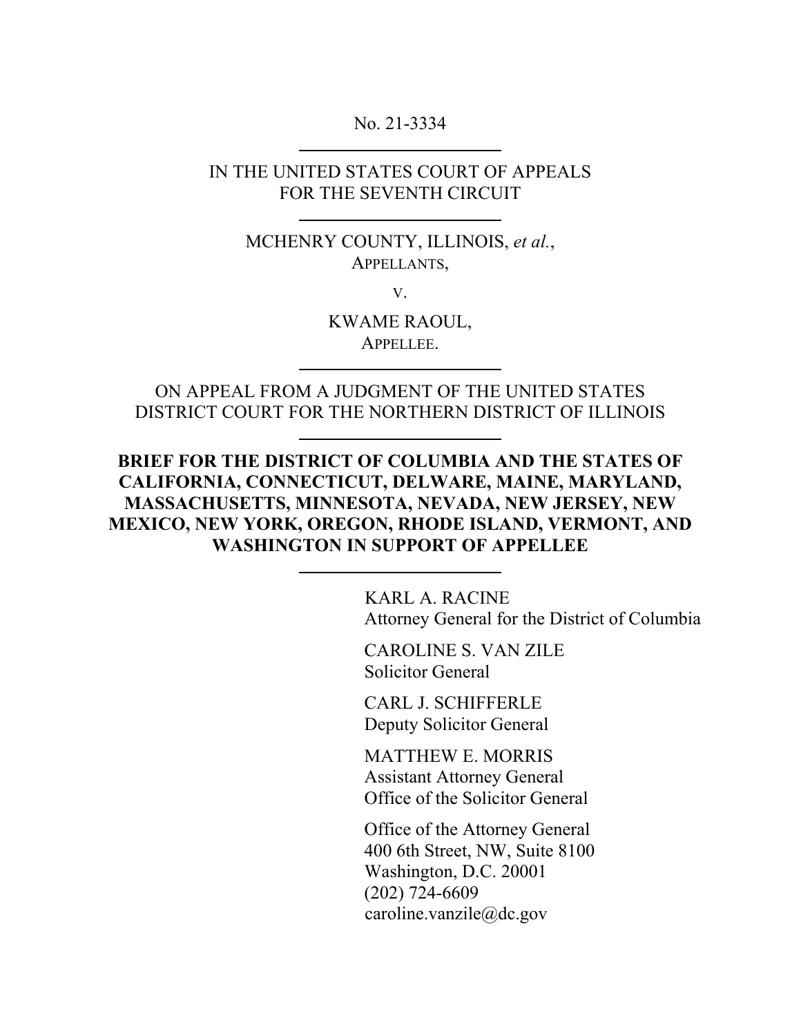No. 21-3334

---

IN THE UNITED STATES COURT OF APPEALS
FOR THE SEVENTH CIRCUIT

---

MCHENRY COUNTY, ILLINOIS, *et al.*,
APPELLANTS,

v.

KWAME RAOUL,
APPELLEE.

---

ON APPEAL FROM A JUDGMENT OF THE UNITED STATES
DISTRICT COURT FOR THE NORTHERN DISTRICT OF ILLINOIS

---

**BRIEF FOR THE DISTRICT OF COLUMBIA AND THE STATES OF CALIFORNIA, CONNECTICUT, DELWARE, MAINE, MARYLAND, MASSACHUSETTS, MINNESOTA, NEVADA, NEW JERSEY, NEW MEXICO, NEW YORK, OREGON, RHODE ISLAND, VERMONT, AND WASHINGTON IN SUPPORT OF APPELLEE**

---

KARL A. RACINE
Attorney General for the District of Columbia

CAROLINE S. VAN ZILE
Solicitor General

CARL J. SCHIFFERLE
Deputy Solicitor General

MATTHEW E. MORRIS
Assistant Attorney General
Office of the Solicitor General

Office of the Attorney General
400 6th Street, NW, Suite 8100
Washington, D.C. 20001
(202) 724-6609
caroline.vanzile@dc.gov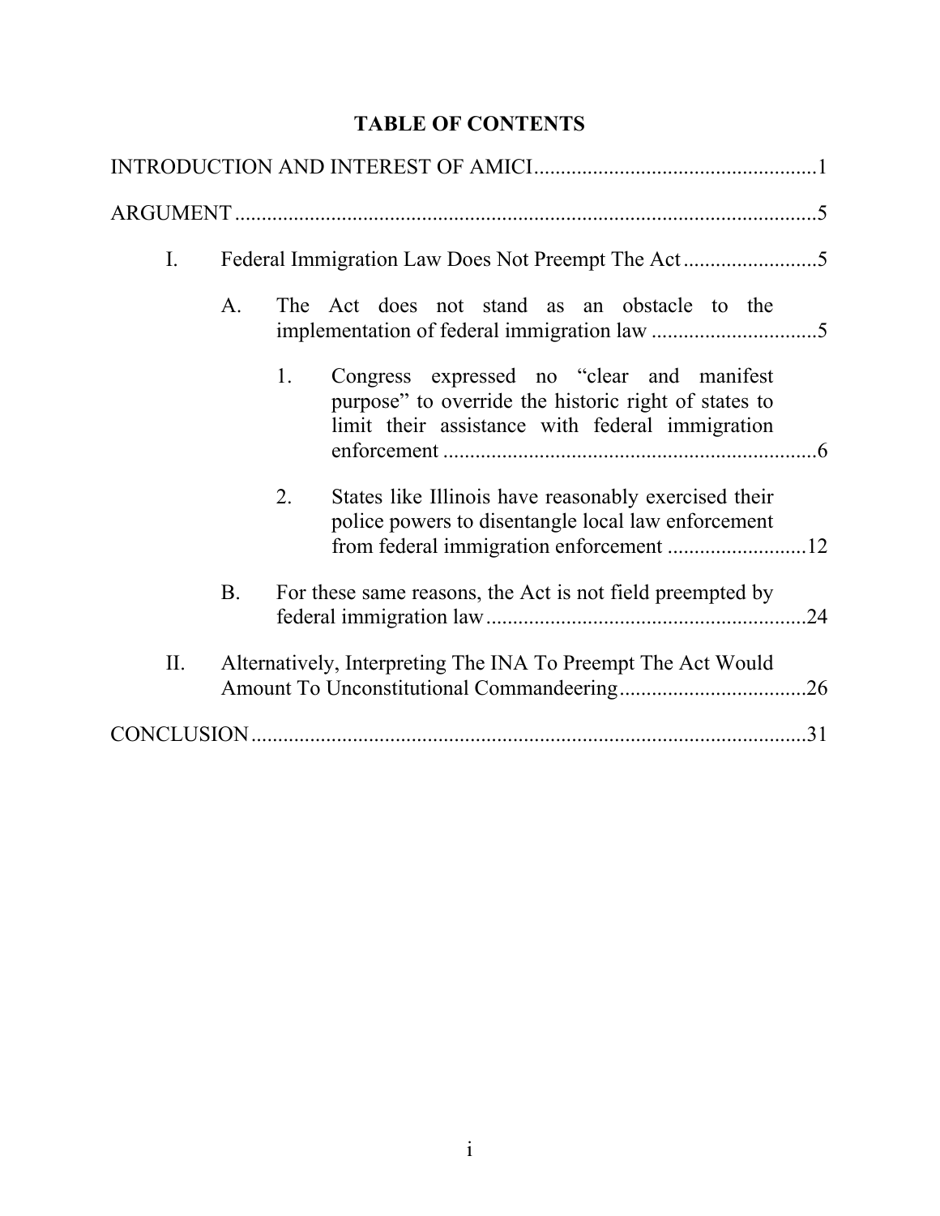# TABLE OF CONTENTS

INTRODUCTION AND INTEREST OF AMICI ....................................................1

ARGUMENT ............................................................................................5

- I. Federal Immigration Law Does Not Preempt The Act .........................5
  - A. The Act does not stand as an obstacle to the implementation of federal immigration law ...............................5
    - 1. Congress expressed no "clear and manifest purpose" to override the historic right of states to limit their assistance with federal immigration enforcement .....................................................................6
    - 2. States like Illinois have reasonably exercised their police powers to disentangle local law enforcement from federal immigration enforcement ..........................12
  - B. For these same reasons, the Act is not field preempted by federal immigration law ............................................................24
- II. Alternatively, Interpreting The INA To Preempt The Act Would Amount To Unconstitutional Commandeering ...................................26

CONCLUSION ........................................................................................31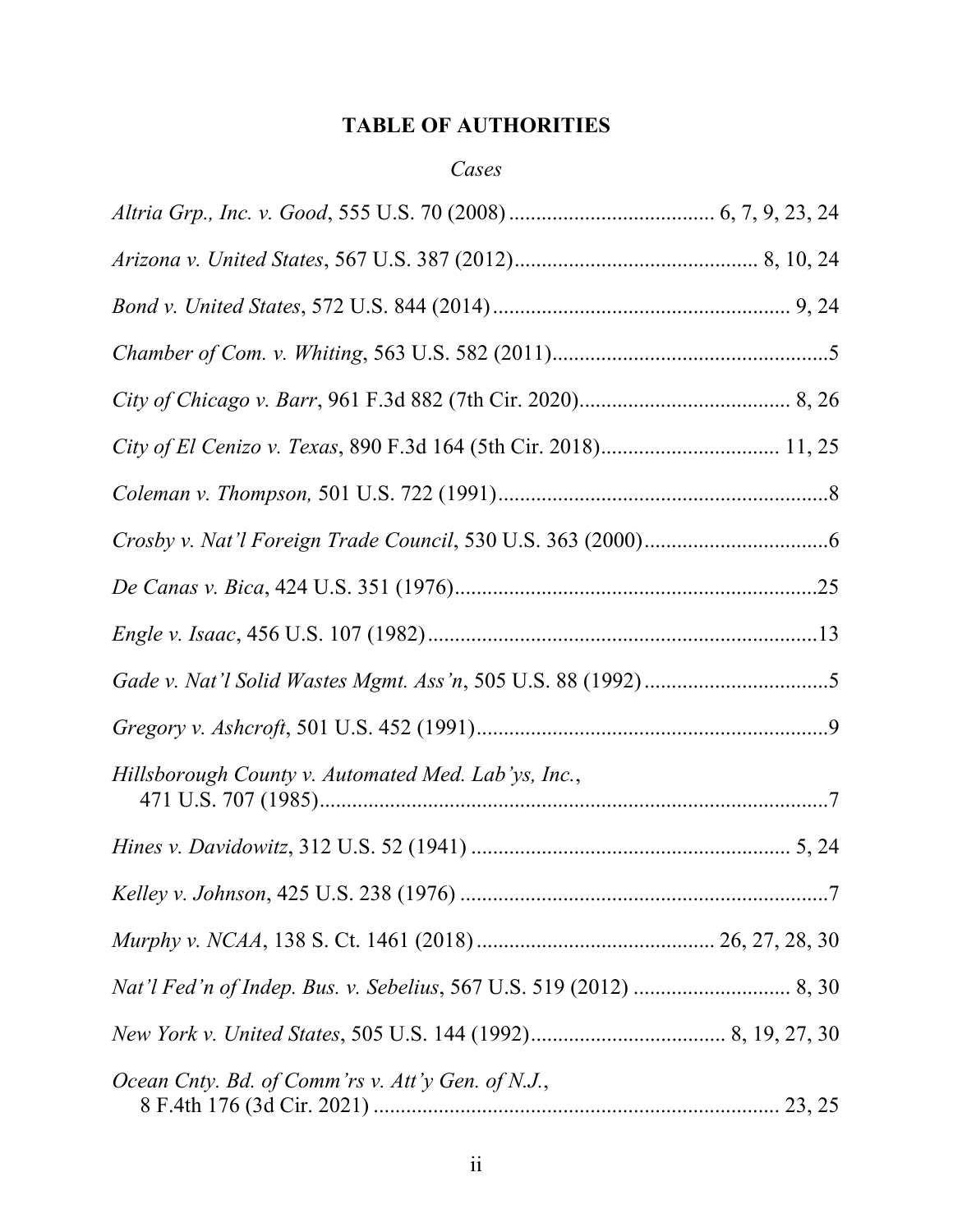# TABLE OF AUTHORITIES

## *Cases*

*Altria Grp., Inc. v. Good*, 555 U.S. 70 (2008) ...................................... 6, 7, 9, 23, 24

*Arizona v. United States*, 567 U.S. 387 (2012)............................................ 8, 10, 24

*Bond v. United States*, 572 U.S. 844 (2014) ....................................................... 9, 24

*Chamber of Com. v. Whiting*, 563 U.S. 582 (2011)...................................................5

*City of Chicago v. Barr*, 961 F.3d 882 (7th Cir. 2020)....................................... 8, 26

*City of El Cenizo v. Texas*, 890 F.3d 164 (5th Cir. 2018)................................. 11, 25

*Coleman v. Thompson,* 501 U.S. 722 (1991).............................................................8

*Crosby v. Nat'l Foreign Trade Council*, 530 U.S. 363 (2000)..................................6

*De Canas v. Bica*, 424 U.S. 351 (1976)...................................................................25

*Engle v. Isaac*, 456 U.S. 107 (1982)........................................................................13

*Gade v. Nat'l Solid Wastes Mgmt. Ass'n*, 505 U.S. 88 (1992) ..................................5

*Gregory v. Ashcroft*, 501 U.S. 452 (1991).................................................................9

*Hillsborough County v. Automated Med. Lab'ys, Inc.*, 471 U.S. 707 (1985)...............................................................................................7

*Hines v. Davidowitz*, 312 U.S. 52 (1941) ........................................................... 5, 24

*Kelley v. Johnson*, 425 U.S. 238 (1976) ....................................................................7

*Murphy v. NCAA*, 138 S. Ct. 1461 (2018) ............................................ 26, 27, 28, 30

*Nat'l Fed'n of Indep. Bus. v. Sebelius*, 567 U.S. 519 (2012) ............................. 8, 30

*New York v. United States*, 505 U.S. 144 (1992).................................... 8, 19, 27, 30

*Ocean Cnty. Bd. of Comm'rs v. Att'y Gen. of N.J.*, 8 F.4th 176 (3d Cir. 2021) ........................................................................... 23, 25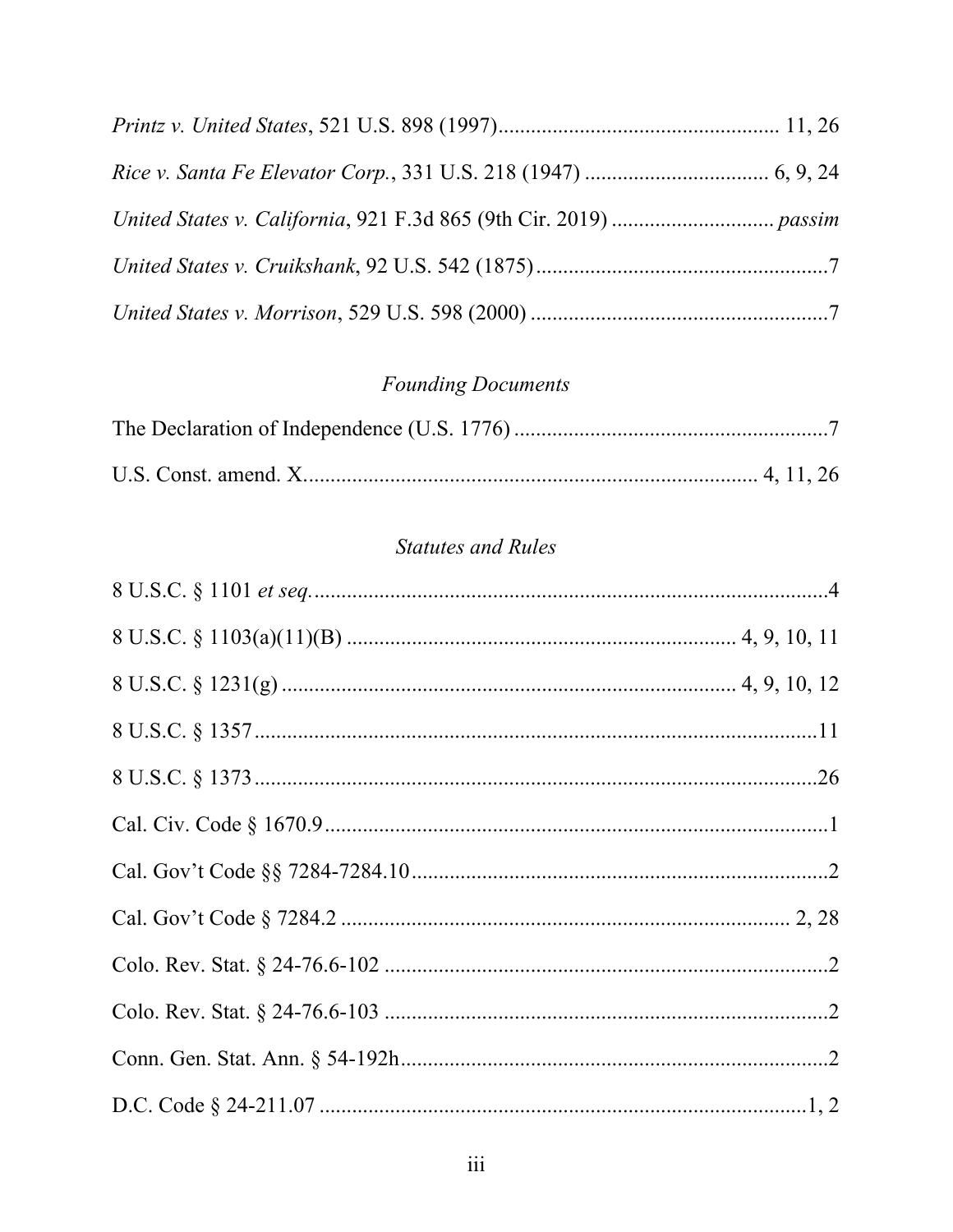*Printz v. United States*, 521 U.S. 898 (1997) .................................................. 11, 26

*Rice v. Santa Fe Elevator Corp.*, 331 U.S. 218 (1947) ................................. 6, 9, 24

*United States v. California*, 921 F.3d 865 (9th Cir. 2019) ............................ *passim*

*United States v. Cruikshank*, 92 U.S. 542 (1875) ..................................................... 7

*United States v. Morrison*, 529 U.S. 598 (2000) ...................................................... 7

### *Founding Documents*

The Declaration of Independence (U.S. 1776) ......................................................... 7

U.S. Const. amend. X ................................................................................ 4, 11, 26

### *Statutes and Rules*

8 U.S.C. § 1101 *et seq.* .............................................................................................. 4

8 U.S.C. § 1103(a)(11)(B) ...................................................................... 4, 9, 10, 11

8 U.S.C. § 1231(g) .................................................................................. 4, 9, 10, 12

8 U.S.C. § 1357 ........................................................................................................ 11

8 U.S.C. § 1373 ........................................................................................................ 26

Cal. Civ. Code § 1670.9 ............................................................................................. 1

Cal. Gov't Code §§ 7284-7284.10 ............................................................................. 2

Cal. Gov't Code § 7284.2 ..................................................................................... 2, 28

Colo. Rev. Stat. § 24-76.6-102 ................................................................................... 2

Colo. Rev. Stat. § 24-76.6-103 ................................................................................... 2

Conn. Gen. Stat. Ann. § 54-192h ............................................................................... 2

D.C. Code § 24-211.07 ............................................................................................ 1, 2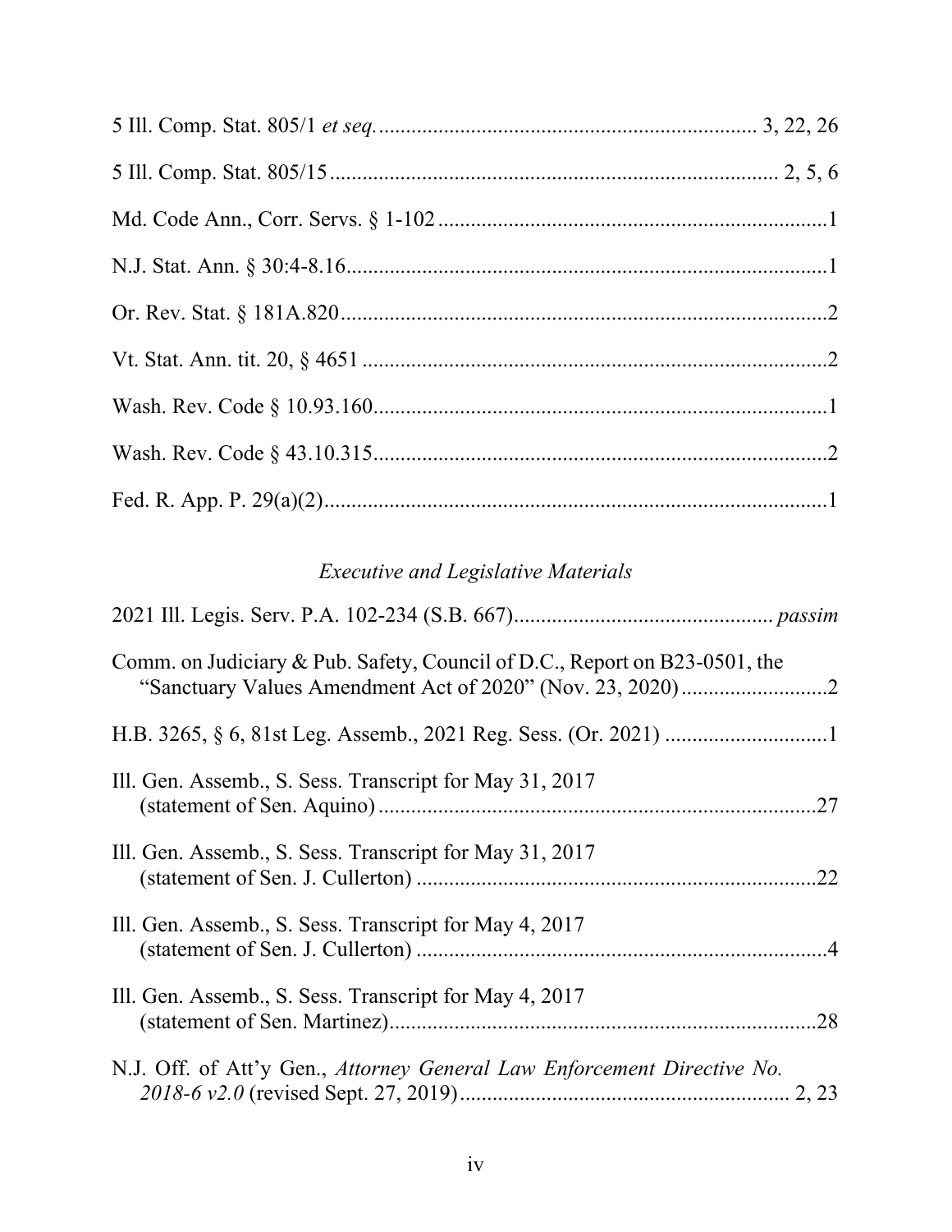5 Ill. Comp. Stat. 805/1 *et seq.* .................................................................... 3, 22, 26

5 Ill. Comp. Stat. 805/15 ................................................................................ 2, 5, 6

Md. Code Ann., Corr. Servs. § 1-102 ......................................................................1

N.J. Stat. Ann. § 30:4-8.16........................................................................................1

Or. Rev. Stat. § 181A.820 .........................................................................................2

Vt. Stat. Ann. tit. 20, § 4651 .....................................................................................2

Wash. Rev. Code § 10.93.160...................................................................................1

Wash. Rev. Code § 43.10.315...................................................................................2

Fed. R. App. P. 29(a)(2)............................................................................................1

### *Executive and Legislative Materials*

2021 Ill. Legis. Serv. P.A. 102-234 (S.B. 667)............................................... *passim*

Comm. on Judiciary & Pub. Safety, Council of D.C., Report on B23-0501, the "Sanctuary Values Amendment Act of 2020" (Nov. 23, 2020)...........................2

H.B. 3265, § 6, 81st Leg. Assemb., 2021 Reg. Sess. (Or. 2021) .............................1

Ill. Gen. Assemb., S. Sess. Transcript for May 31, 2017 (statement of Sen. Aquino) ................................................................................27

Ill. Gen. Assemb., S. Sess. Transcript for May 31, 2017 (statement of Sen. J. Cullerton) .........................................................................22

Ill. Gen. Assemb., S. Sess. Transcript for May 4, 2017 (statement of Sen. J. Cullerton) ...........................................................................4

Ill. Gen. Assemb., S. Sess. Transcript for May 4, 2017 (statement of Sen. Martinez)...............................................................................28

N.J. Off. of Att'y Gen., *Attorney General Law Enforcement Directive No. 2018-6 v2.0* (revised Sept. 27, 2019)............................................................ 2, 23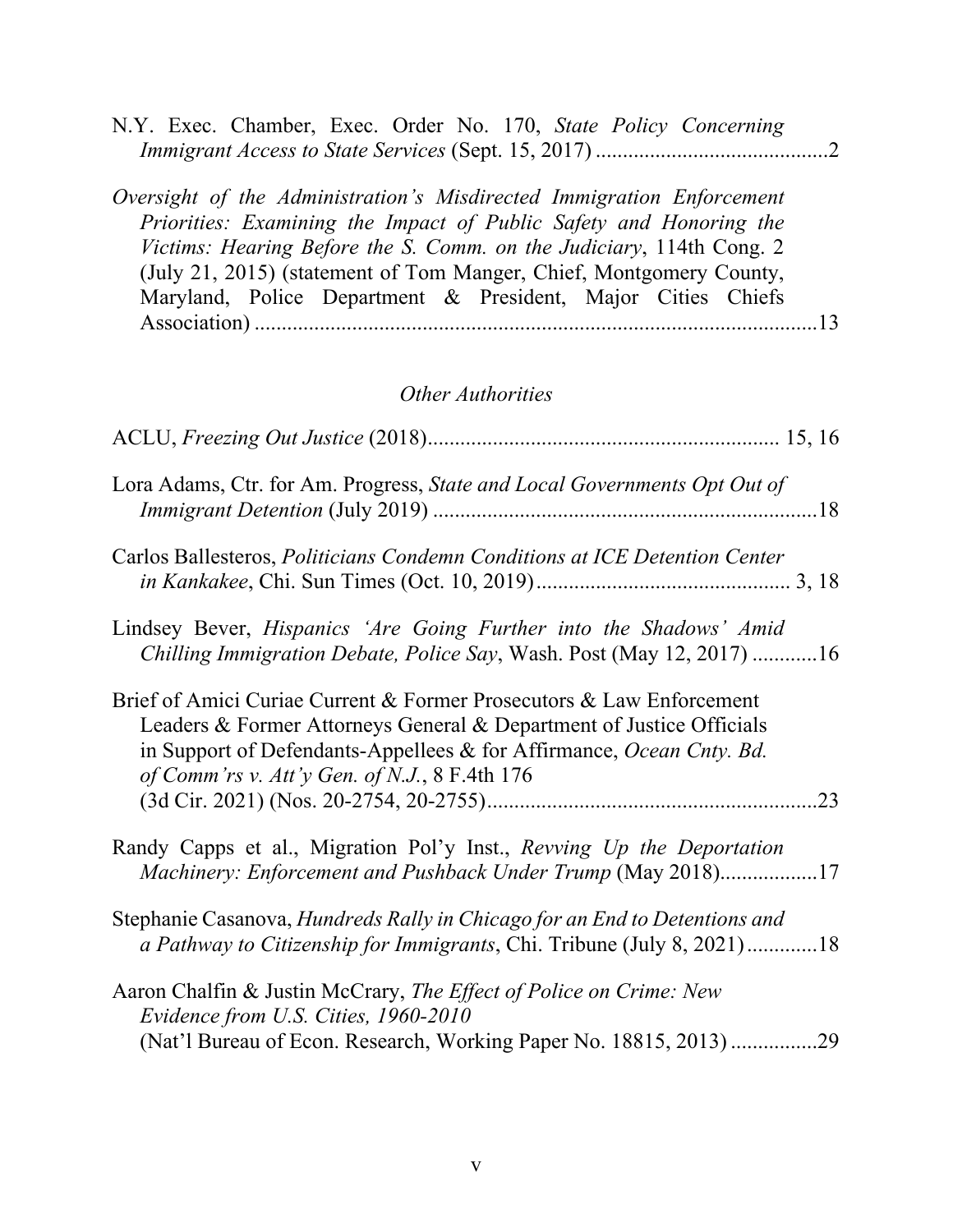N.Y. Exec. Chamber, Exec. Order No. 170, *State Policy Concerning Immigrant Access to State Services* (Sept. 15, 2017) ..........................................2

*Oversight of the Administration's Misdirected Immigration Enforcement Priorities: Examining the Impact of Public Safety and Honoring the Victims: Hearing Before the S. Comm. on the Judiciary*, 114th Cong. 2 (July 21, 2015) (statement of Tom Manger, Chief, Montgomery County, Maryland, Police Department & President, Major Cities Chiefs Association) .......................................................................................13

### *Other Authorities*

ACLU, *Freezing Out Justice* (2018)................................................................ 15, 16

Lora Adams, Ctr. for Am. Progress, *State and Local Governments Opt Out of Immigrant Detention* (July 2019) ......................................................................18

Carlos Ballesteros, *Politicians Condemn Conditions at ICE Detention Center in Kankakee*, Chi. Sun Times (Oct. 10, 2019)............................................... 3, 18

Lindsey Bever, *Hispanics 'Are Going Further into the Shadows' Amid Chilling Immigration Debate, Police Say*, Wash. Post (May 12, 2017) ............16

Brief of Amici Curiae Current & Former Prosecutors & Law Enforcement Leaders & Former Attorneys General & Department of Justice Officials in Support of Defendants-Appellees & for Affirmance, *Ocean Cnty. Bd. of Comm'rs v. Att'y Gen. of N.J.*, 8 F.4th 176 (3d Cir. 2021) (Nos. 20-2754, 20-2755)............................................................23

Randy Capps et al., Migration Pol'y Inst., *Revving Up the Deportation Machinery: Enforcement and Pushback Under Trump* (May 2018)..................17

Stephanie Casanova, *Hundreds Rally in Chicago for an End to Detentions and a Pathway to Citizenship for Immigrants*, Chi. Tribune (July 8, 2021).............18

Aaron Chalfin & Justin McCrary, *The Effect of Police on Crime: New Evidence from U.S. Cities, 1960-2010* (Nat'l Bureau of Econ. Research, Working Paper No. 18815, 2013) ................29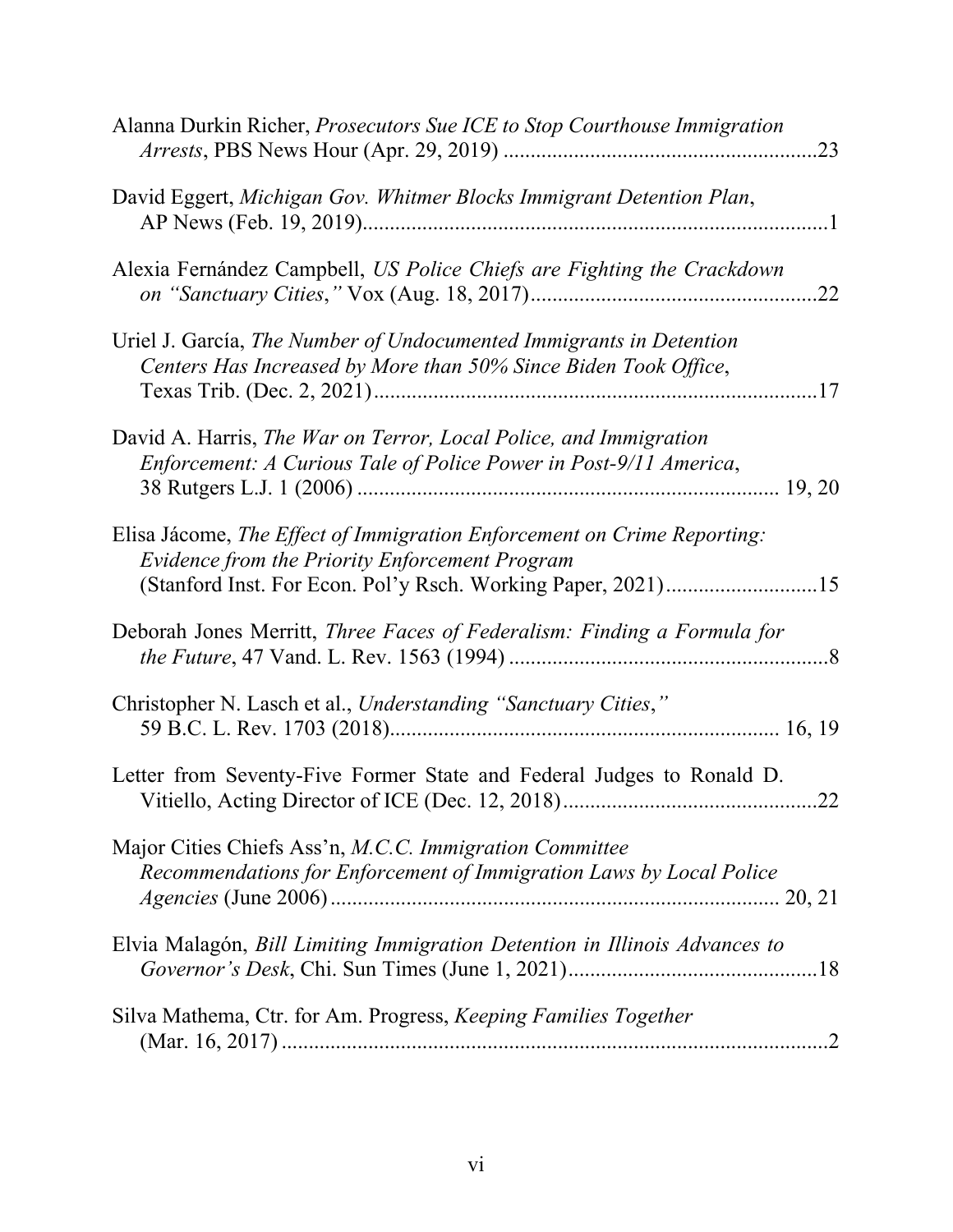Alanna Durkin Richer, *Prosecutors Sue ICE to Stop Courthouse Immigration Arrests*, PBS News Hour (Apr. 29, 2019) ..........................................................23

David Eggert, *Michigan Gov. Whitmer Blocks Immigrant Detention Plan*, AP News (Feb. 19, 2019).......................................................................................1

Alexia Fernández Campbell, *US Police Chiefs are Fighting the Crackdown on "Sanctuary Cities,"* Vox (Aug. 18, 2017).....................................................22

Uriel J. García, *The Number of Undocumented Immigrants in Detention Centers Has Increased by More than 50% Since Biden Took Office*, Texas Trib. (Dec. 2, 2021)..................................................................................17

David A. Harris, *The War on Terror, Local Police, and Immigration Enforcement: A Curious Tale of Police Power in Post-9/11 America*, 38 Rutgers L.J. 1 (2006) ............................................................................. 19, 20

Elisa Jácome, *The Effect of Immigration Enforcement on Crime Reporting: Evidence from the Priority Enforcement Program* (Stanford Inst. For Econ. Pol'y Rsch. Working Paper, 2021)............................15

Deborah Jones Merritt, *Three Faces of Federalism: Finding a Formula for the Future*, 47 Vand. L. Rev. 1563 (1994) ...........................................................8

Christopher N. Lasch et al., *Understanding "Sanctuary Cities,"* 59 B.C. L. Rev. 1703 (2018)........................................................................ 16, 19

Letter from Seventy-Five Former State and Federal Judges to Ronald D. Vitiello, Acting Director of ICE (Dec. 12, 2018)...............................................22

Major Cities Chiefs Ass'n, *M.C.C. Immigration Committee Recommendations for Enforcement of Immigration Laws by Local Police Agencies* (June 2006)................................................................................. 20, 21

Elvia Malagón, *Bill Limiting Immigration Detention in Illinois Advances to Governor's Desk*, Chi. Sun Times (June 1, 2021)..............................................18

Silva Mathema, Ctr. for Am. Progress, *Keeping Families Together* (Mar. 16, 2017) ......................................................................................................2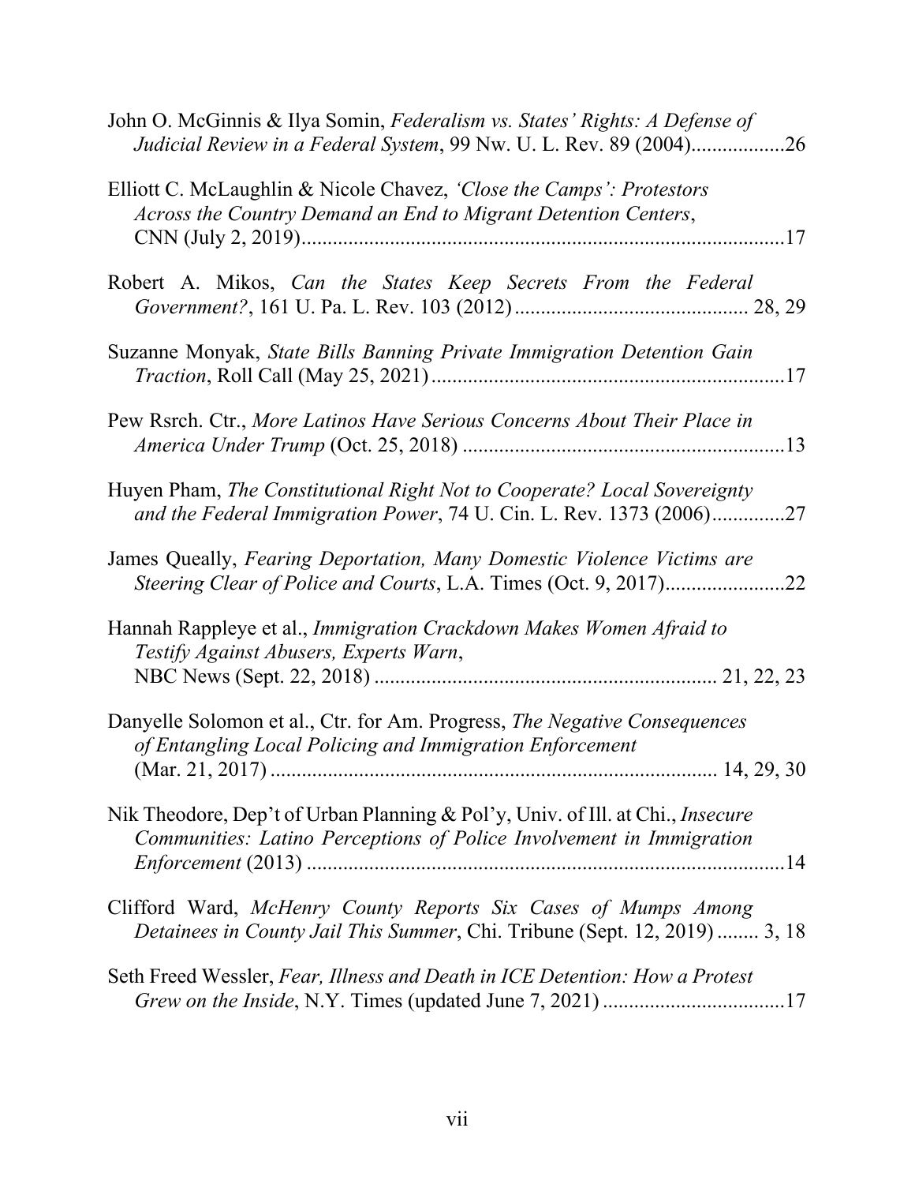John O. McGinnis & Ilya Somin, *Federalism vs. States' Rights: A Defense of Judicial Review in a Federal System*, 99 Nw. U. L. Rev. 89 (2004)..................26

Elliott C. McLaughlin & Nicole Chavez, *'Close the Camps': Protestors Across the Country Demand an End to Migrant Detention Centers*, CNN (July 2, 2019)............................................................................................17

Robert A. Mikos, *Can the States Keep Secrets From the Federal Government?*, 161 U. Pa. L. Rev. 103 (2012) ............................................ 28, 29

Suzanne Monyak, *State Bills Banning Private Immigration Detention Gain Traction*, Roll Call (May 25, 2021) ...................................................................17

Pew Rsrch. Ctr., *More Latinos Have Serious Concerns About Their Place in America Under Trump* (Oct. 25, 2018) .............................................................13

Huyen Pham, *The Constitutional Right Not to Cooperate? Local Sovereignty and the Federal Immigration Power*, 74 U. Cin. L. Rev. 1373 (2006)..............27

James Queally, *Fearing Deportation, Many Domestic Violence Victims are Steering Clear of Police and Courts*, L.A. Times (Oct. 9, 2017).......................22

Hannah Rappleye et al., *Immigration Crackdown Makes Women Afraid to Testify Against Abusers, Experts Warn*, NBC News (Sept. 22, 2018) ................................................................. 21, 22, 23

Danyelle Solomon et al., Ctr. for Am. Progress, *The Negative Consequences of Entangling Local Policing and Immigration Enforcement* (Mar. 21, 2017) ..................................................................................... 14, 29, 30

Nik Theodore, Dep't of Urban Planning & Pol'y, Univ. of Ill. at Chi., *Insecure Communities: Latino Perceptions of Police Involvement in Immigration Enforcement* (2013) ...........................................................................................14

Clifford Ward, *McHenry County Reports Six Cases of Mumps Among Detainees in County Jail This Summer*, Chi. Tribune (Sept. 12, 2019) ........ 3, 18

Seth Freed Wessler, *Fear, Illness and Death in ICE Detention: How a Protest Grew on the Inside*, N.Y. Times (updated June 7, 2021) ...................................17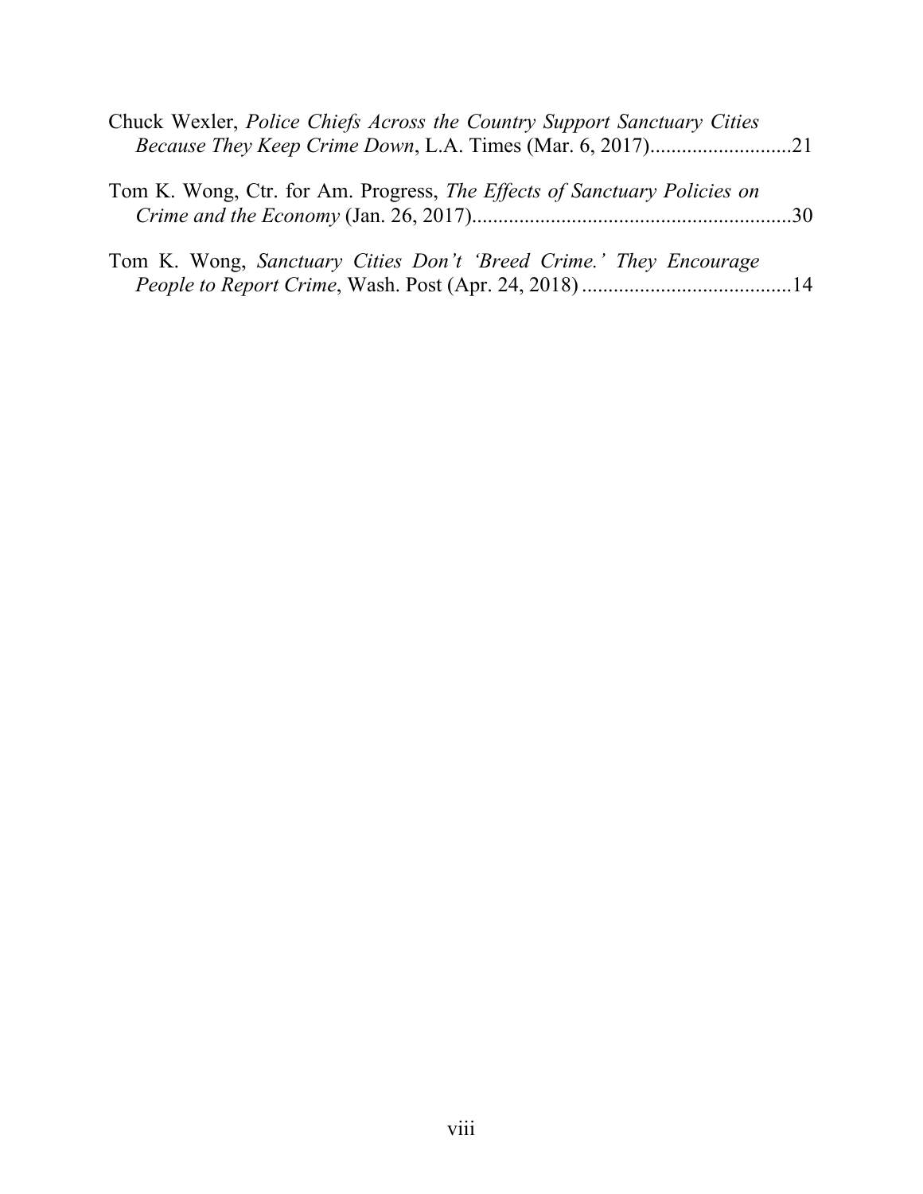Chuck Wexler, *Police Chiefs Across the Country Support Sanctuary Cities Because They Keep Crime Down*, L.A. Times (Mar. 6, 2017)...........................21

Tom K. Wong, Ctr. for Am. Progress, *The Effects of Sanctuary Policies on Crime and the Economy* (Jan. 26, 2017).............................................................30

Tom K. Wong, *Sanctuary Cities Don't 'Breed Crime.' They Encourage People to Report Crime*, Wash. Post (Apr. 24, 2018) .........................................14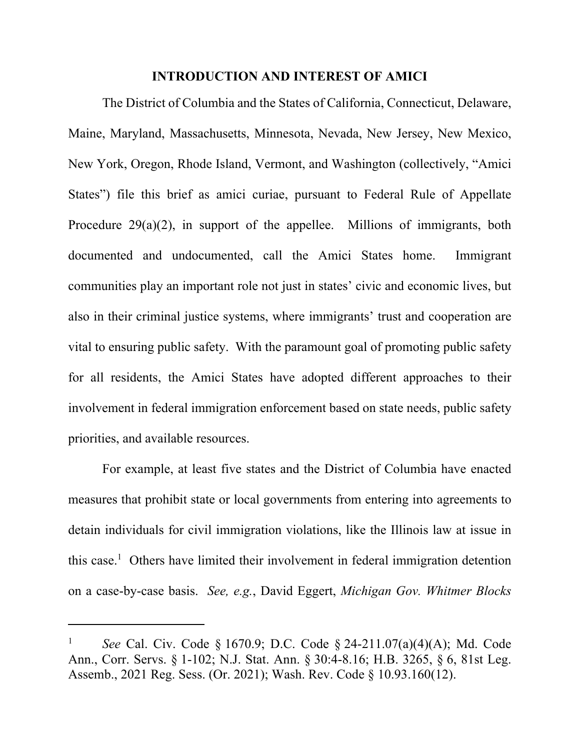## INTRODUCTION AND INTEREST OF AMICI

The District of Columbia and the States of California, Connecticut, Delaware, Maine, Maryland, Massachusetts, Minnesota, Nevada, New Jersey, New Mexico, New York, Oregon, Rhode Island, Vermont, and Washington (collectively, "Amici States") file this brief as amici curiae, pursuant to Federal Rule of Appellate Procedure 29(a)(2), in support of the appellee. Millions of immigrants, both documented and undocumented, call the Amici States home. Immigrant communities play an important role not just in states' civic and economic lives, but also in their criminal justice systems, where immigrants' trust and cooperation are vital to ensuring public safety. With the paramount goal of promoting public safety for all residents, the Amici States have adopted different approaches to their involvement in federal immigration enforcement based on state needs, public safety priorities, and available resources.

For example, at least five states and the District of Columbia have enacted measures that prohibit state or local governments from entering into agreements to detain individuals for civil immigration violations, like the Illinois law at issue in this case.[1] Others have limited their involvement in federal immigration detention on a case-by-case basis. *See, e.g.*, David Eggert, *Michigan Gov. Whitmer Blocks*

---

[1] *See* Cal. Civ. Code § 1670.9; D.C. Code § 24-211.07(a)(4)(A); Md. Code Ann., Corr. Servs. § 1-102; N.J. Stat. Ann. § 30:4-8.16; H.B. 3265, § 6, 81st Leg. Assemb., 2021 Reg. Sess. (Or. 2021); Wash. Rev. Code § 10.93.160(12).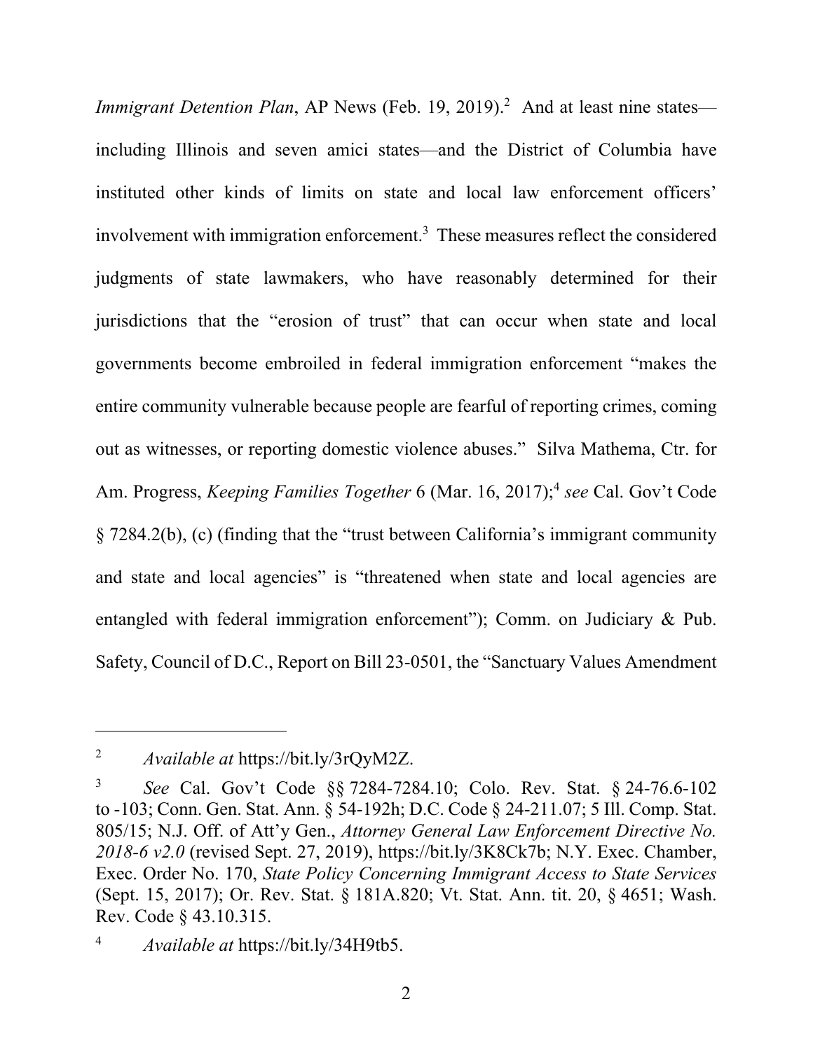*Immigrant Detention Plan*, AP News (Feb. 19, 2019).[2] And at least nine states—including Illinois and seven amici states—and the District of Columbia have instituted other kinds of limits on state and local law enforcement officers' involvement with immigration enforcement.[3] These measures reflect the considered judgments of state lawmakers, who have reasonably determined for their jurisdictions that the "erosion of trust" that can occur when state and local governments become embroiled in federal immigration enforcement "makes the entire community vulnerable because people are fearful of reporting crimes, coming out as witnesses, or reporting domestic violence abuses." Silva Mathema, Ctr. for Am. Progress, *Keeping Families Together* 6 (Mar. 16, 2017);[4] *see* Cal. Gov't Code § 7284.2(b), (c) (finding that the "trust between California's immigrant community and state and local agencies" is "threatened when state and local agencies are entangled with federal immigration enforcement"); Comm. on Judiciary & Pub. Safety, Council of D.C., Report on Bill 23-0501, the "Sanctuary Values Amendment

---

[2] *Available at* https://bit.ly/3rQyM2Z.

[3] *See* Cal. Gov't Code §§ 7284-7284.10; Colo. Rev. Stat. § 24-76.6-102 to -103; Conn. Gen. Stat. Ann. § 54-192h; D.C. Code § 24-211.07; 5 Ill. Comp. Stat. 805/15; N.J. Off. of Att'y Gen., *Attorney General Law Enforcement Directive No. 2018-6 v2.0* (revised Sept. 27, 2019), https://bit.ly/3K8Ck7b; N.Y. Exec. Chamber, Exec. Order No. 170, *State Policy Concerning Immigrant Access to State Services* (Sept. 15, 2017); Or. Rev. Stat. § 181A.820; Vt. Stat. Ann. tit. 20, § 4651; Wash. Rev. Code § 43.10.315.

[4] *Available at* https://bit.ly/34H9tb5.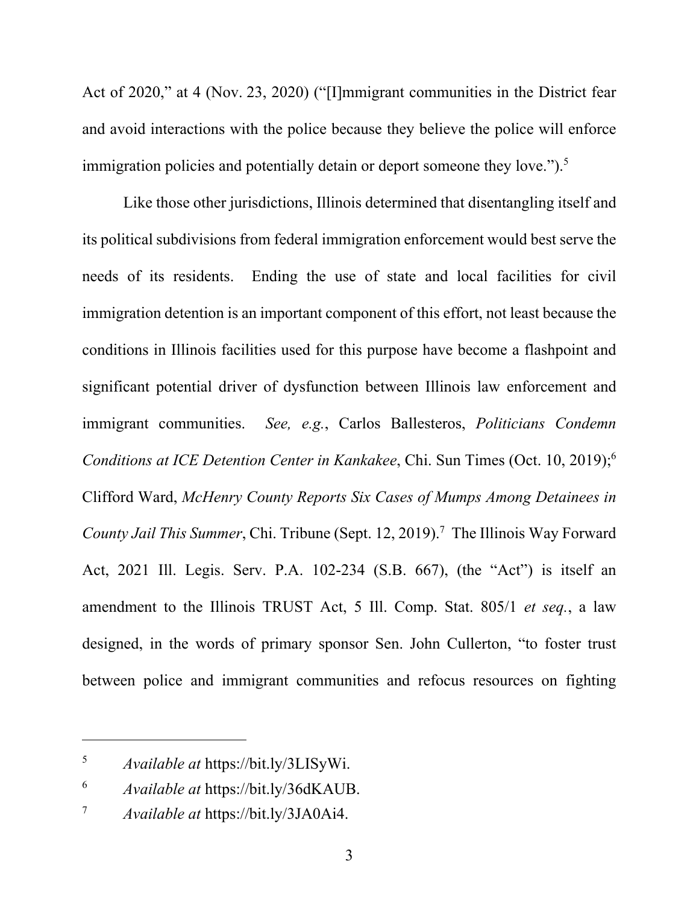Act of 2020," at 4 (Nov. 23, 2020) ("[I]mmigrant communities in the District fear and avoid interactions with the police because they believe the police will enforce immigration policies and potentially detain or deport someone they love.").[5]

Like those other jurisdictions, Illinois determined that disentangling itself and its political subdivisions from federal immigration enforcement would best serve the needs of its residents. Ending the use of state and local facilities for civil immigration detention is an important component of this effort, not least because the conditions in Illinois facilities used for this purpose have become a flashpoint and significant potential driver of dysfunction between Illinois law enforcement and immigrant communities. *See, e.g.*, Carlos Ballesteros, *Politicians Condemn Conditions at ICE Detention Center in Kankakee*, Chi. Sun Times (Oct. 10, 2019);[6] Clifford Ward, *McHenry County Reports Six Cases of Mumps Among Detainees in County Jail This Summer*, Chi. Tribune (Sept. 12, 2019).[7] The Illinois Way Forward Act, 2021 Ill. Legis. Serv. P.A. 102-234 (S.B. 667), (the "Act") is itself an amendment to the Illinois TRUST Act, 5 Ill. Comp. Stat. 805/1 *et seq.*, a law designed, in the words of primary sponsor Sen. John Cullerton, "to foster trust between police and immigrant communities and refocus resources on fighting

---

[5] *Available at* https://bit.ly/3LISyWi.

[6] *Available at* https://bit.ly/36dKAUB.

[7] *Available at* https://bit.ly/3JA0Ai4.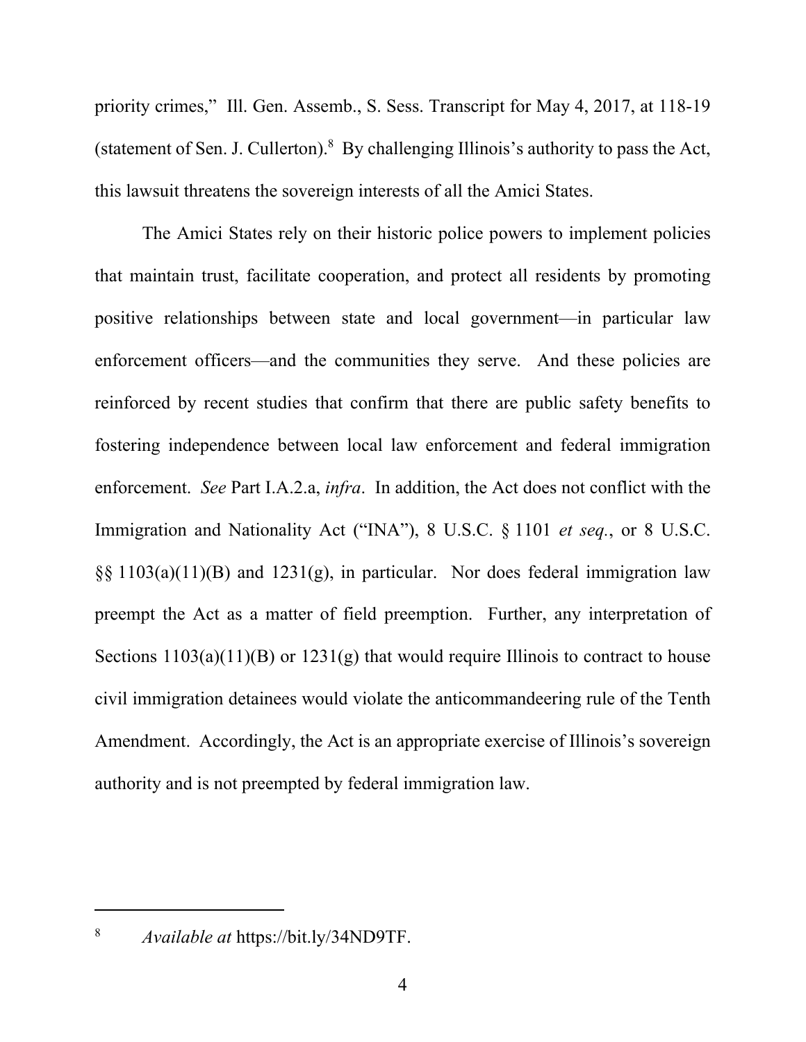priority crimes," Ill. Gen. Assemb., S. Sess. Transcript for May 4, 2017, at 118-19 (statement of Sen. J. Cullerton).[8] By challenging Illinois's authority to pass the Act, this lawsuit threatens the sovereign interests of all the Amici States.

The Amici States rely on their historic police powers to implement policies that maintain trust, facilitate cooperation, and protect all residents by promoting positive relationships between state and local government—in particular law enforcement officers—and the communities they serve. And these policies are reinforced by recent studies that confirm that there are public safety benefits to fostering independence between local law enforcement and federal immigration enforcement. *See* Part I.A.2.a, *infra*. In addition, the Act does not conflict with the Immigration and Nationality Act ("INA"), 8 U.S.C. § 1101 *et seq.*, or 8 U.S.C. §§ 1103(a)(11)(B) and 1231(g), in particular. Nor does federal immigration law preempt the Act as a matter of field preemption. Further, any interpretation of Sections 1103(a)(11)(B) or 1231(g) that would require Illinois to contract to house civil immigration detainees would violate the anticommandeering rule of the Tenth Amendment. Accordingly, the Act is an appropriate exercise of Illinois's sovereign authority and is not preempted by federal immigration law.

---

[8] *Available at* https://bit.ly/34ND9TF.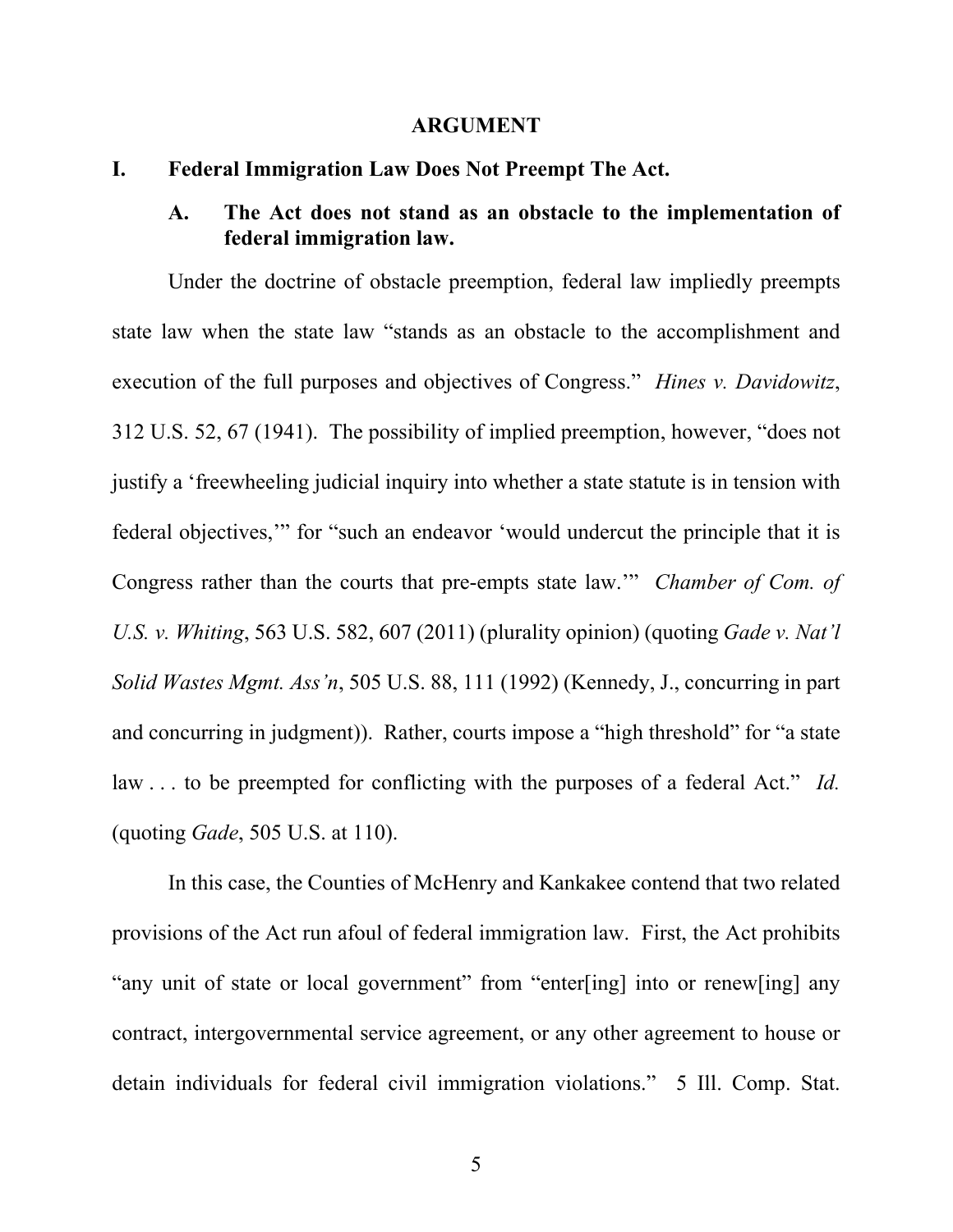## ARGUMENT

### I. Federal Immigration Law Does Not Preempt The Act.

#### A. The Act does not stand as an obstacle to the implementation of federal immigration law.

Under the doctrine of obstacle preemption, federal law impliedly preempts state law when the state law "stands as an obstacle to the accomplishment and execution of the full purposes and objectives of Congress." *Hines v. Davidowitz*, 312 U.S. 52, 67 (1941). The possibility of implied preemption, however, "does not justify a 'freewheeling judicial inquiry into whether a state statute is in tension with federal objectives,'" for "such an endeavor 'would undercut the principle that it is Congress rather than the courts that pre-empts state law.'" *Chamber of Com. of U.S. v. Whiting*, 563 U.S. 582, 607 (2011) (plurality opinion) (quoting *Gade v. Nat'l Solid Wastes Mgmt. Ass'n*, 505 U.S. 88, 111 (1992) (Kennedy, J., concurring in part and concurring in judgment)). Rather, courts impose a "high threshold" for "a state law . . . to be preempted for conflicting with the purposes of a federal Act." *Id.* (quoting *Gade*, 505 U.S. at 110).

In this case, the Counties of McHenry and Kankakee contend that two related provisions of the Act run afoul of federal immigration law. First, the Act prohibits "any unit of state or local government" from "enter[ing] into or renew[ing] any contract, intergovernmental service agreement, or any other agreement to house or detain individuals for federal civil immigration violations." 5 Ill. Comp. Stat.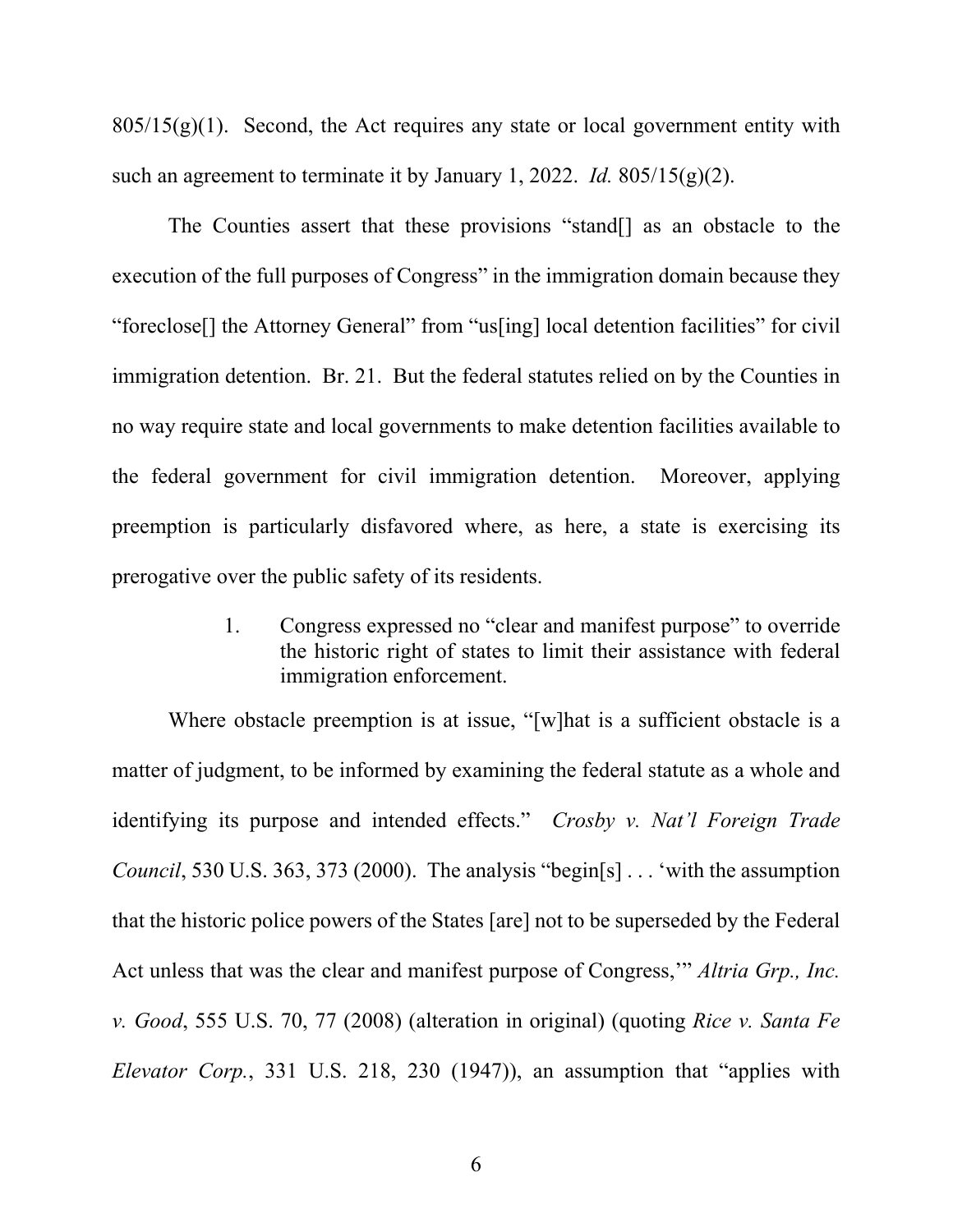805/15(g)(1). Second, the Act requires any state or local government entity with such an agreement to terminate it by January 1, 2022. *Id.* 805/15(g)(2).

The Counties assert that these provisions "stand[] as an obstacle to the execution of the full purposes of Congress" in the immigration domain because they "foreclose[] the Attorney General" from "us[ing] local detention facilities" for civil immigration detention. Br. 21. But the federal statutes relied on by the Counties in no way require state and local governments to make detention facilities available to the federal government for civil immigration detention. Moreover, applying preemption is particularly disfavored where, as here, a state is exercising its prerogative over the public safety of its residents.

1. Congress expressed no "clear and manifest purpose" to override the historic right of states to limit their assistance with federal immigration enforcement.

Where obstacle preemption is at issue, "[w]hat is a sufficient obstacle is a matter of judgment, to be informed by examining the federal statute as a whole and identifying its purpose and intended effects." *Crosby v. Nat'l Foreign Trade Council*, 530 U.S. 363, 373 (2000). The analysis "begin[s] . . . 'with the assumption that the historic police powers of the States [are] not to be superseded by the Federal Act unless that was the clear and manifest purpose of Congress,'" *Altria Grp., Inc. v. Good*, 555 U.S. 70, 77 (2008) (alteration in original) (quoting *Rice v. Santa Fe Elevator Corp.*, 331 U.S. 218, 230 (1947)), an assumption that "applies with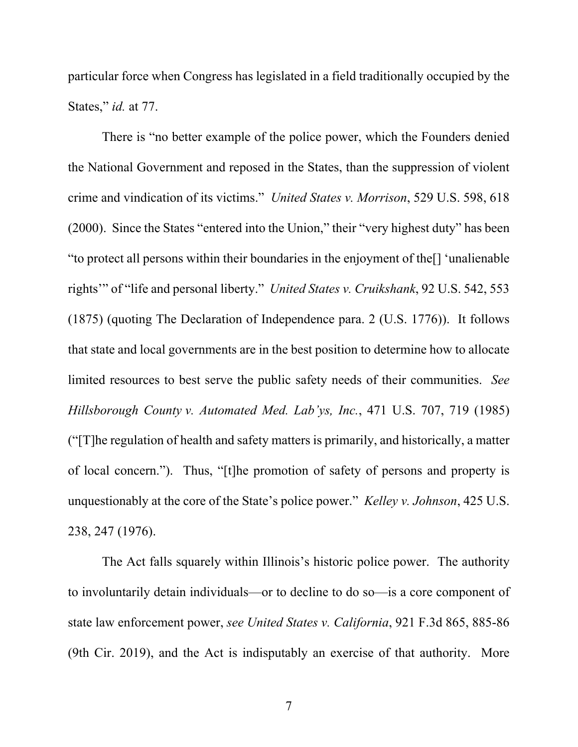particular force when Congress has legislated in a field traditionally occupied by the States," *id.* at 77.

There is "no better example of the police power, which the Founders denied the National Government and reposed in the States, than the suppression of violent crime and vindication of its victims." *United States v. Morrison*, 529 U.S. 598, 618 (2000). Since the States "entered into the Union," their "very highest duty" has been "to protect all persons within their boundaries in the enjoyment of the[] 'unalienable rights'" of "life and personal liberty." *United States v. Cruikshank*, 92 U.S. 542, 553 (1875) (quoting The Declaration of Independence para. 2 (U.S. 1776)). It follows that state and local governments are in the best position to determine how to allocate limited resources to best serve the public safety needs of their communities. *See Hillsborough County v. Automated Med. Lab'ys, Inc.*, 471 U.S. 707, 719 (1985) ("[T]he regulation of health and safety matters is primarily, and historically, a matter of local concern."). Thus, "[t]he promotion of safety of persons and property is unquestionably at the core of the State's police power." *Kelley v. Johnson*, 425 U.S. 238, 247 (1976).

The Act falls squarely within Illinois's historic police power. The authority to involuntarily detain individuals—or to decline to do so—is a core component of state law enforcement power, *see United States v. California*, 921 F.3d 865, 885-86 (9th Cir. 2019), and the Act is indisputably an exercise of that authority. More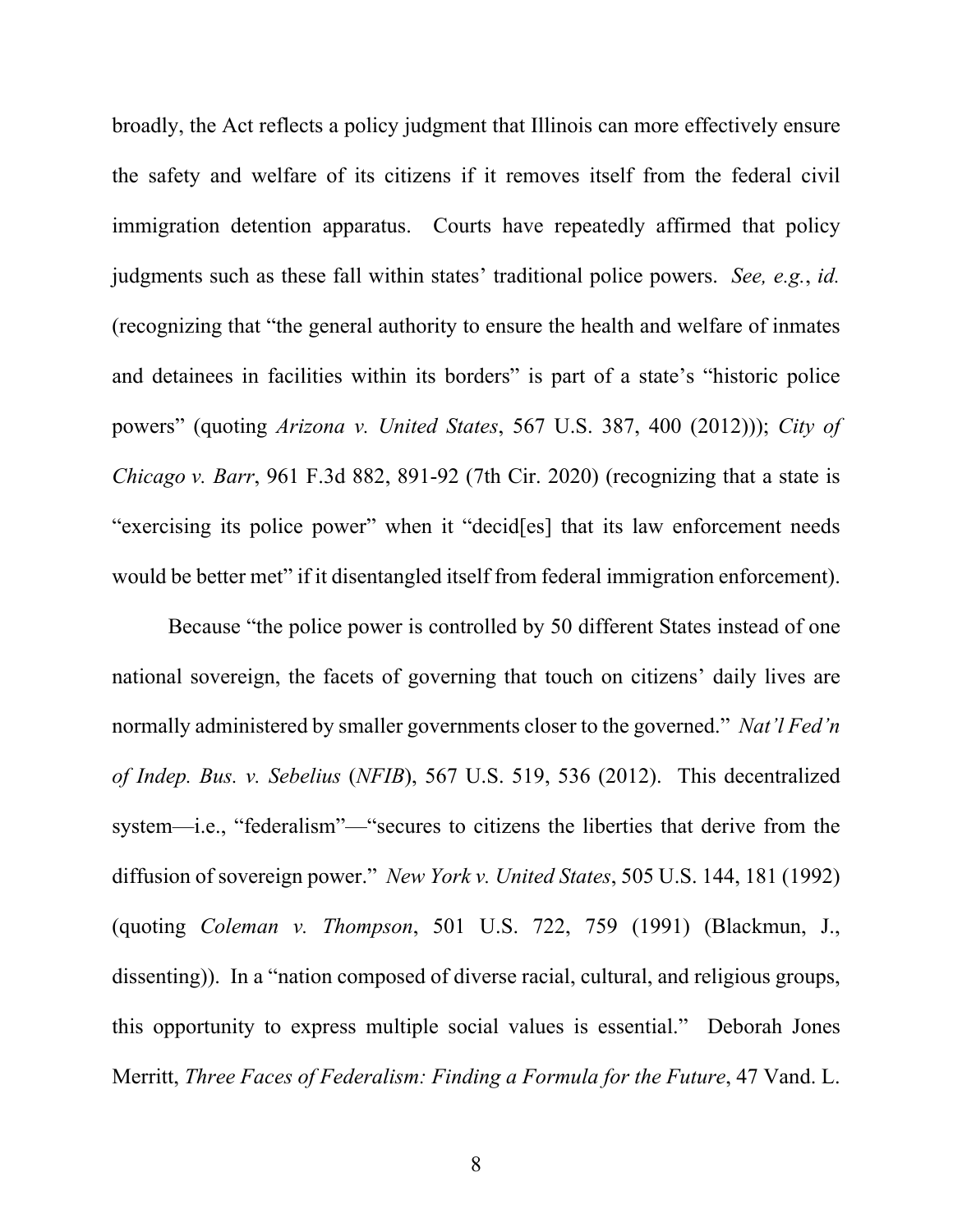broadly, the Act reflects a policy judgment that Illinois can more effectively ensure the safety and welfare of its citizens if it removes itself from the federal civil immigration detention apparatus. Courts have repeatedly affirmed that policy judgments such as these fall within states' traditional police powers. *See, e.g.*, *id.* (recognizing that "the general authority to ensure the health and welfare of inmates and detainees in facilities within its borders" is part of a state's "historic police powers" (quoting *Arizona v. United States*, 567 U.S. 387, 400 (2012))); *City of Chicago v. Barr*, 961 F.3d 882, 891-92 (7th Cir. 2020) (recognizing that a state is "exercising its police power" when it "decid[es] that its law enforcement needs would be better met" if it disentangled itself from federal immigration enforcement).

Because "the police power is controlled by 50 different States instead of one national sovereign, the facets of governing that touch on citizens' daily lives are normally administered by smaller governments closer to the governed." *Nat'l Fed'n of Indep. Bus. v. Sebelius* (*NFIB*), 567 U.S. 519, 536 (2012). This decentralized system—i.e., "federalism"—"secures to citizens the liberties that derive from the diffusion of sovereign power." *New York v. United States*, 505 U.S. 144, 181 (1992) (quoting *Coleman v. Thompson*, 501 U.S. 722, 759 (1991) (Blackmun, J., dissenting)). In a "nation composed of diverse racial, cultural, and religious groups, this opportunity to express multiple social values is essential." Deborah Jones Merritt, *Three Faces of Federalism: Finding a Formula for the Future*, 47 Vand. L.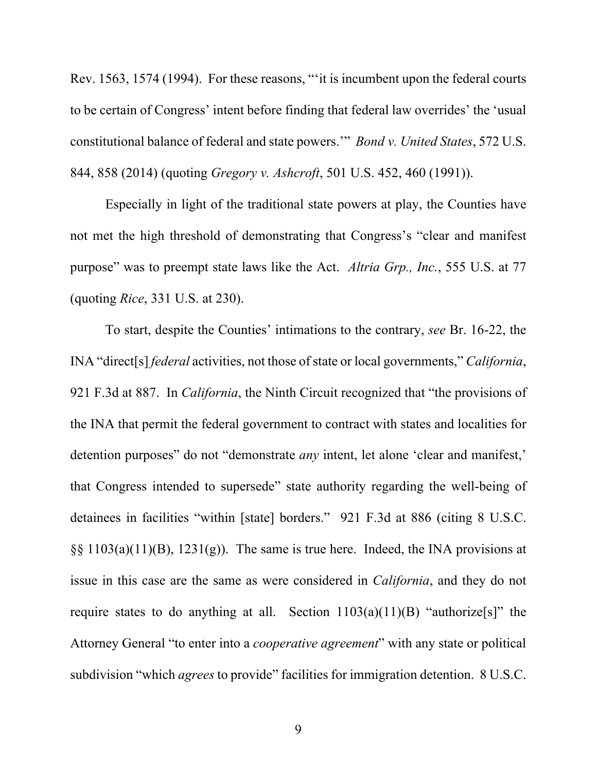Rev. 1563, 1574 (1994). For these reasons, "'it is incumbent upon the federal courts to be certain of Congress' intent before finding that federal law overrides' the 'usual constitutional balance of federal and state powers.'" *Bond v. United States*, 572 U.S. 844, 858 (2014) (quoting *Gregory v. Ashcroft*, 501 U.S. 452, 460 (1991)).

Especially in light of the traditional state powers at play, the Counties have not met the high threshold of demonstrating that Congress's "clear and manifest purpose" was to preempt state laws like the Act. *Altria Grp., Inc.*, 555 U.S. at 77 (quoting *Rice*, 331 U.S. at 230).

To start, despite the Counties' intimations to the contrary, *see* Br. 16-22, the INA "direct[s] *federal* activities, not those of state or local governments," *California*, 921 F.3d at 887. In *California*, the Ninth Circuit recognized that "the provisions of the INA that permit the federal government to contract with states and localities for detention purposes" do not "demonstrate *any* intent, let alone 'clear and manifest,' that Congress intended to supersede" state authority regarding the well-being of detainees in facilities "within [state] borders." 921 F.3d at 886 (citing 8 U.S.C. §§ 1103(a)(11)(B), 1231(g)). The same is true here. Indeed, the INA provisions at issue in this case are the same as were considered in *California*, and they do not require states to do anything at all. Section 1103(a)(11)(B) "authorize[s]" the Attorney General "to enter into a *cooperative agreement*" with any state or political subdivision "which *agrees* to provide" facilities for immigration detention. 8 U.S.C.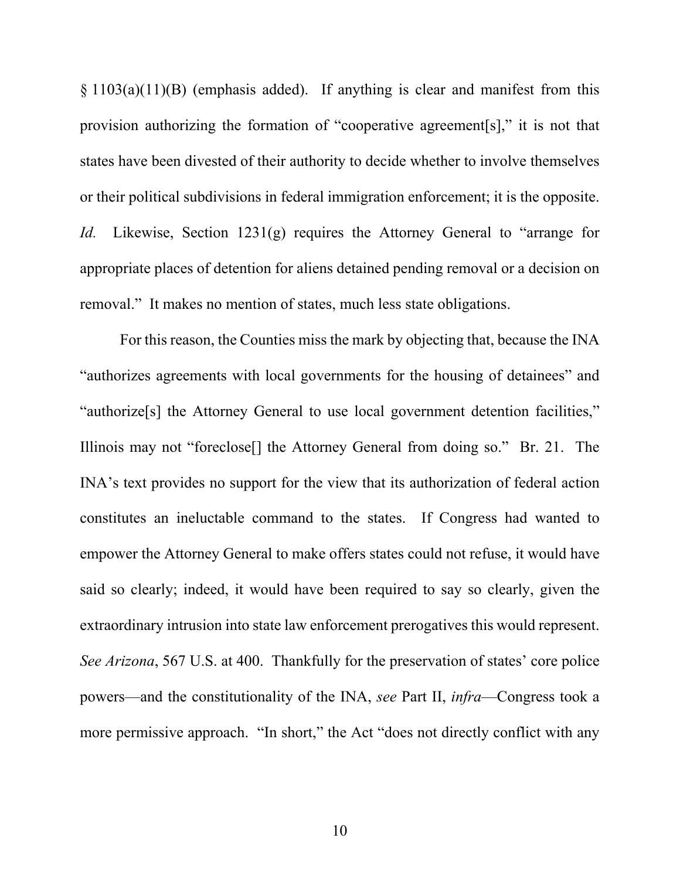§ 1103(a)(11)(B) (emphasis added). If anything is clear and manifest from this provision authorizing the formation of "cooperative agreement[s]," it is not that states have been divested of their authority to decide whether to involve themselves or their political subdivisions in federal immigration enforcement; it is the opposite. *Id.* Likewise, Section 1231(g) requires the Attorney General to "arrange for appropriate places of detention for aliens detained pending removal or a decision on removal." It makes no mention of states, much less state obligations.

For this reason, the Counties miss the mark by objecting that, because the INA "authorizes agreements with local governments for the housing of detainees" and "authorize[s] the Attorney General to use local government detention facilities," Illinois may not "foreclose[] the Attorney General from doing so." Br. 21. The INA's text provides no support for the view that its authorization of federal action constitutes an ineluctable command to the states. If Congress had wanted to empower the Attorney General to make offers states could not refuse, it would have said so clearly; indeed, it would have been required to say so clearly, given the extraordinary intrusion into state law enforcement prerogatives this would represent. *See Arizona*, 567 U.S. at 400. Thankfully for the preservation of states' core police powers—and the constitutionality of the INA, *see* Part II, *infra*—Congress took a more permissive approach. "In short," the Act "does not directly conflict with any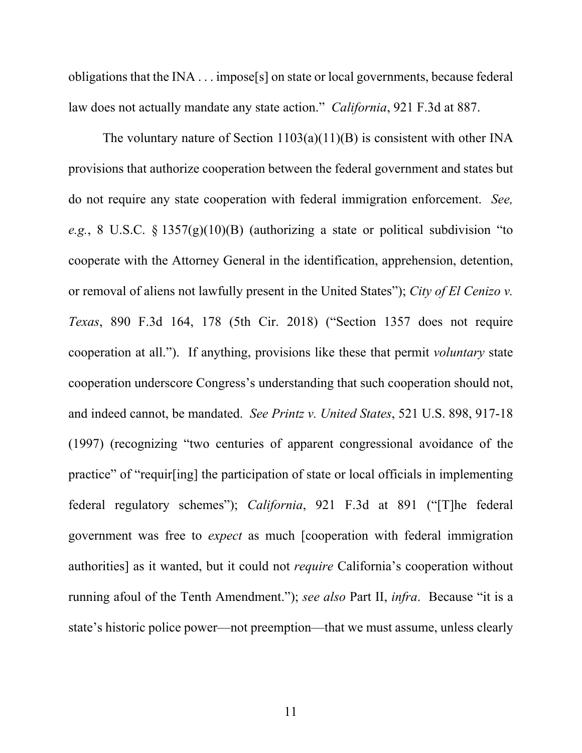obligations that the INA . . . impose[s] on state or local governments, because federal law does not actually mandate any state action." *California*, 921 F.3d at 887.

The voluntary nature of Section 1103(a)(11)(B) is consistent with other INA provisions that authorize cooperation between the federal government and states but do not require any state cooperation with federal immigration enforcement. *See, e.g.*, 8 U.S.C. § 1357(g)(10)(B) (authorizing a state or political subdivision "to cooperate with the Attorney General in the identification, apprehension, detention, or removal of aliens not lawfully present in the United States"); *City of El Cenizo v. Texas*, 890 F.3d 164, 178 (5th Cir. 2018) ("Section 1357 does not require cooperation at all."). If anything, provisions like these that permit *voluntary* state cooperation underscore Congress's understanding that such cooperation should not, and indeed cannot, be mandated. *See Printz v. United States*, 521 U.S. 898, 917-18 (1997) (recognizing "two centuries of apparent congressional avoidance of the practice" of "requir[ing] the participation of state or local officials in implementing federal regulatory schemes"); *California*, 921 F.3d at 891 ("[T]he federal government was free to *expect* as much [cooperation with federal immigration authorities] as it wanted, but it could not *require* California's cooperation without running afoul of the Tenth Amendment."); *see also* Part II, *infra*. Because "it is a state's historic police power—not preemption—that we must assume, unless clearly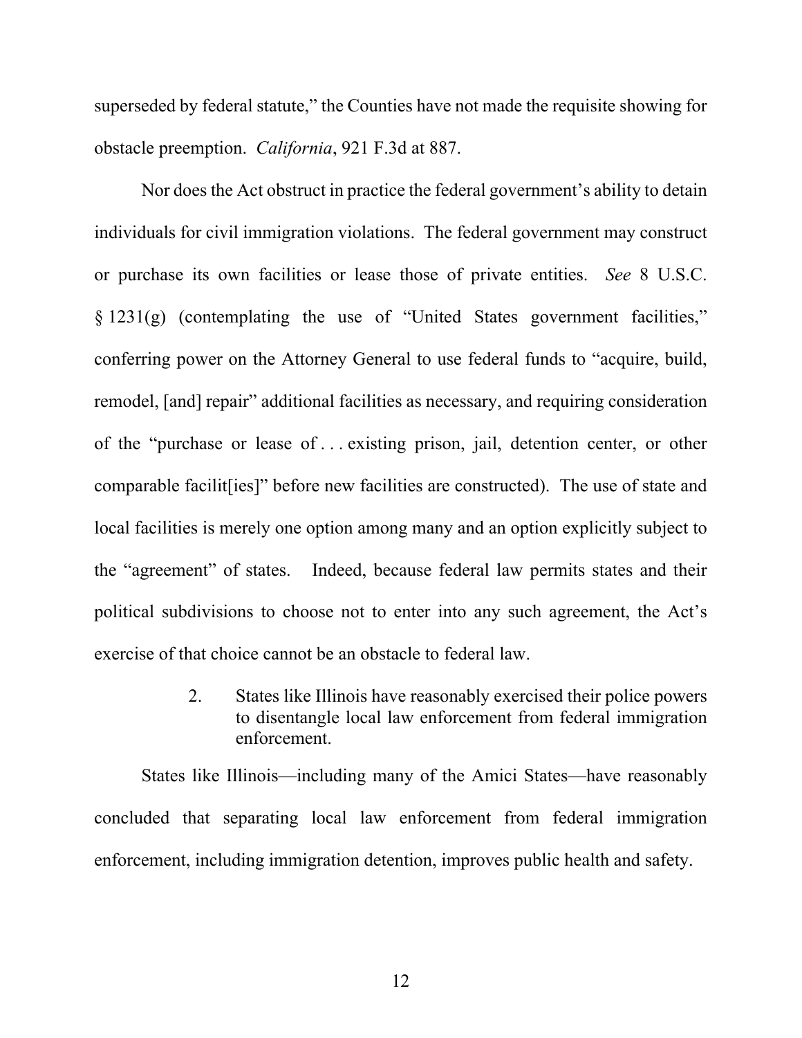superseded by federal statute," the Counties have not made the requisite showing for obstacle preemption. *California*, 921 F.3d at 887.

Nor does the Act obstruct in practice the federal government's ability to detain individuals for civil immigration violations. The federal government may construct or purchase its own facilities or lease those of private entities. *See* 8 U.S.C. § 1231(g) (contemplating the use of "United States government facilities," conferring power on the Attorney General to use federal funds to "acquire, build, remodel, [and] repair" additional facilities as necessary, and requiring consideration of the "purchase or lease of . . . existing prison, jail, detention center, or other comparable facilit[ies]" before new facilities are constructed). The use of state and local facilities is merely one option among many and an option explicitly subject to the "agreement" of states. Indeed, because federal law permits states and their political subdivisions to choose not to enter into any such agreement, the Act's exercise of that choice cannot be an obstacle to federal law.

#### 2. States like Illinois have reasonably exercised their police powers to disentangle local law enforcement from federal immigration enforcement.

States like Illinois—including many of the Amici States—have reasonably concluded that separating local law enforcement from federal immigration enforcement, including immigration detention, improves public health and safety.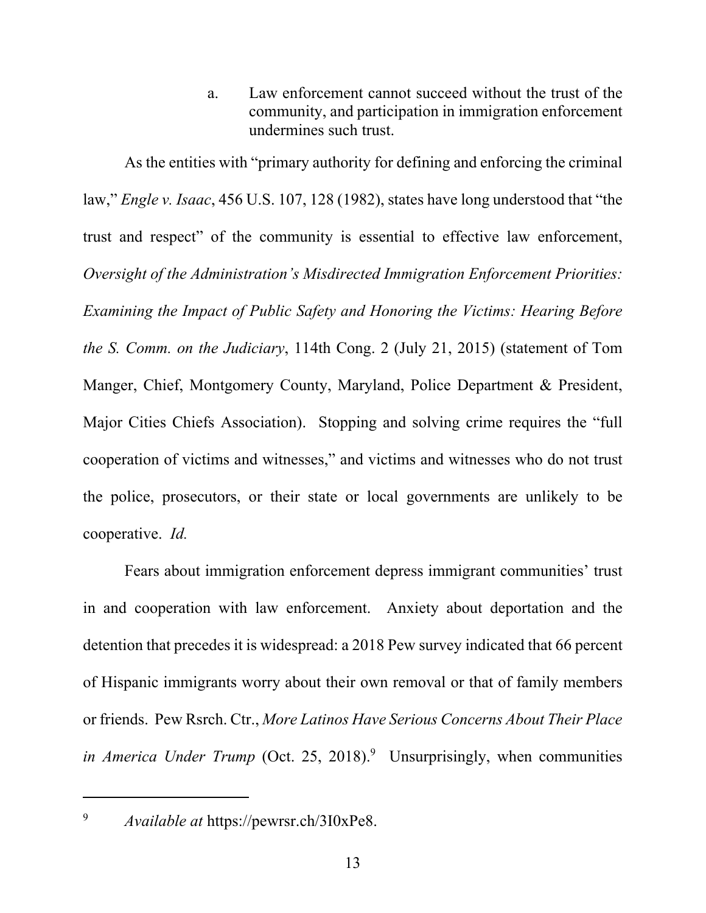a. Law enforcement cannot succeed without the trust of the community, and participation in immigration enforcement undermines such trust.

As the entities with "primary authority for defining and enforcing the criminal law," *Engle v. Isaac*, 456 U.S. 107, 128 (1982), states have long understood that "the trust and respect" of the community is essential to effective law enforcement, *Oversight of the Administration's Misdirected Immigration Enforcement Priorities: Examining the Impact of Public Safety and Honoring the Victims: Hearing Before the S. Comm. on the Judiciary*, 114th Cong. 2 (July 21, 2015) (statement of Tom Manger, Chief, Montgomery County, Maryland, Police Department & President, Major Cities Chiefs Association). Stopping and solving crime requires the "full cooperation of victims and witnesses," and victims and witnesses who do not trust the police, prosecutors, or their state or local governments are unlikely to be cooperative. *Id.*

Fears about immigration enforcement depress immigrant communities' trust in and cooperation with law enforcement. Anxiety about deportation and the detention that precedes it is widespread: a 2018 Pew survey indicated that 66 percent of Hispanic immigrants worry about their own removal or that of family members or friends. Pew Rsrch. Ctr., *More Latinos Have Serious Concerns About Their Place in America Under Trump* (Oct. 25, 2018).[9] Unsurprisingly, when communities

[9] *Available at* https://pewrsr.ch/3I0xPe8.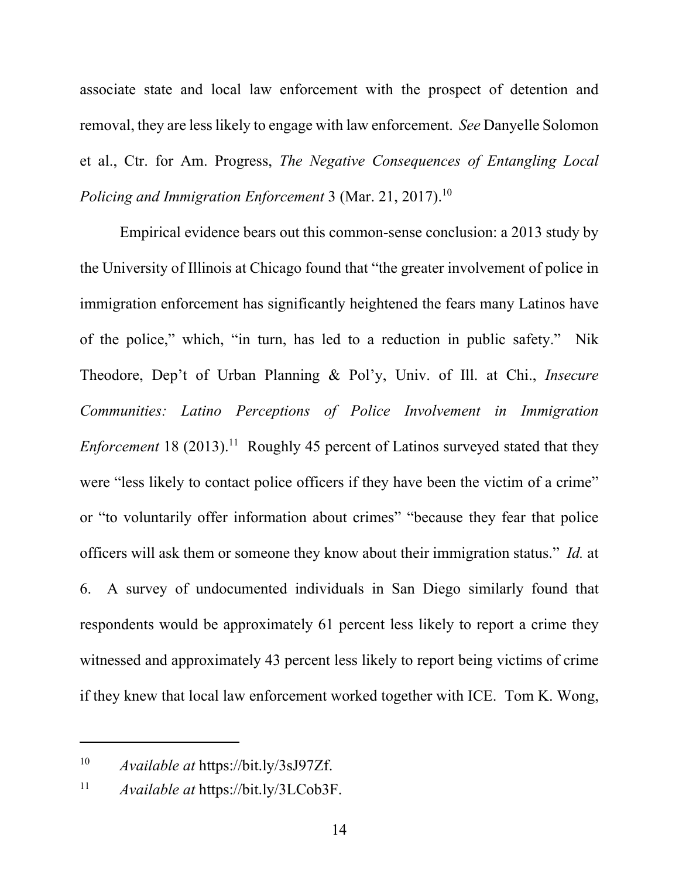associate state and local law enforcement with the prospect of detention and removal, they are less likely to engage with law enforcement. *See* Danyelle Solomon et al., Ctr. for Am. Progress, *The Negative Consequences of Entangling Local Policing and Immigration Enforcement* 3 (Mar. 21, 2017).[10]

Empirical evidence bears out this common-sense conclusion: a 2013 study by the University of Illinois at Chicago found that "the greater involvement of police in immigration enforcement has significantly heightened the fears many Latinos have of the police," which, "in turn, has led to a reduction in public safety." Nik Theodore, Dep't of Urban Planning & Pol'y, Univ. of Ill. at Chi., *Insecure Communities: Latino Perceptions of Police Involvement in Immigration Enforcement* 18 (2013).[11] Roughly 45 percent of Latinos surveyed stated that they were "less likely to contact police officers if they have been the victim of a crime" or "to voluntarily offer information about crimes" "because they fear that police officers will ask them or someone they know about their immigration status." *Id.* at 6. A survey of undocumented individuals in San Diego similarly found that respondents would be approximately 61 percent less likely to report a crime they witnessed and approximately 43 percent less likely to report being victims of crime if they knew that local law enforcement worked together with ICE. Tom K. Wong,

---

[10] *Available at* https://bit.ly/3sJ97Zf.

[11] *Available at* https://bit.ly/3LCob3F.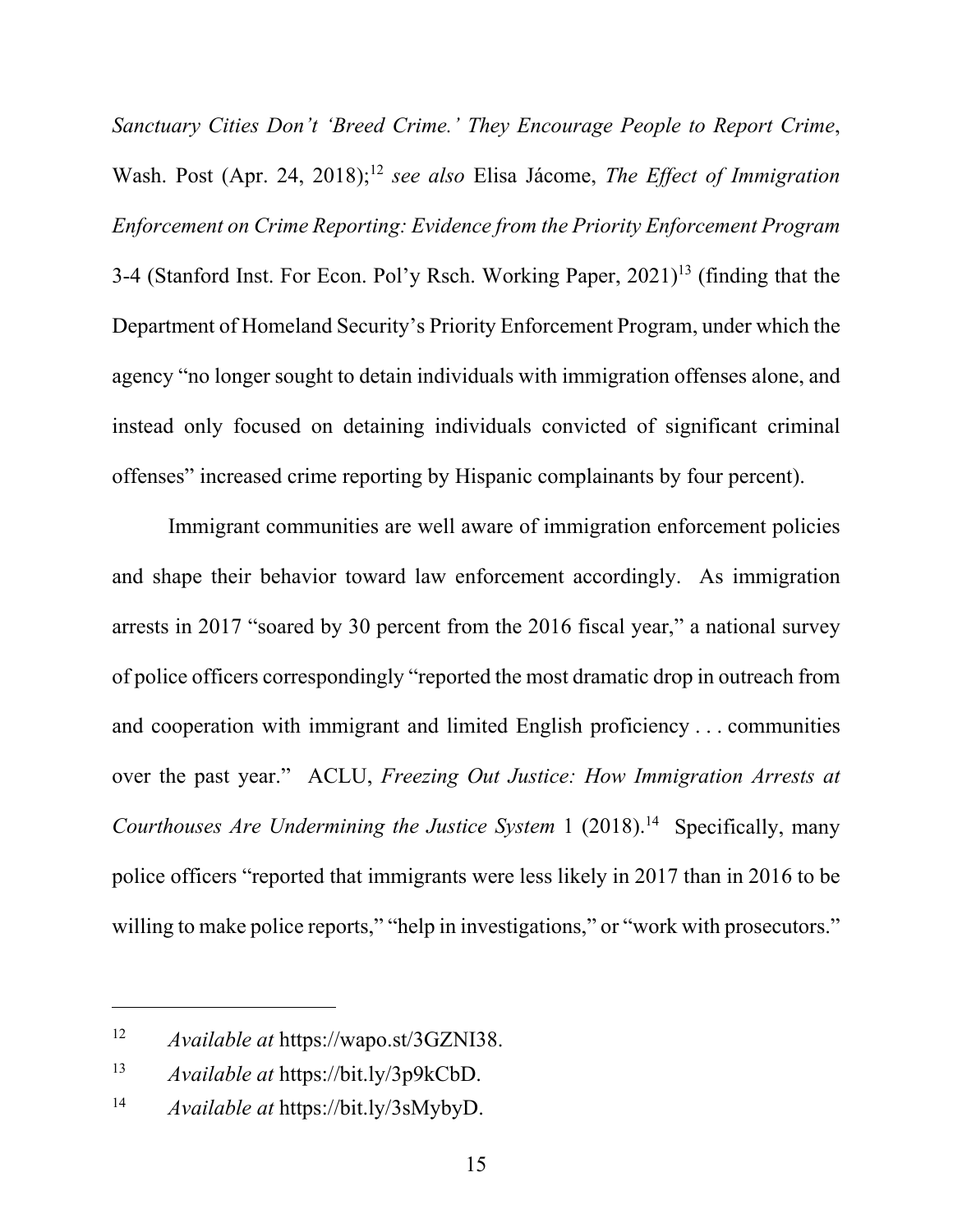*Sanctuary Cities Don't 'Breed Crime.' They Encourage People to Report Crime*, Wash. Post (Apr. 24, 2018);[12] *see also* Elisa Jácome, *The Effect of Immigration Enforcement on Crime Reporting: Evidence from the Priority Enforcement Program* 3-4 (Stanford Inst. For Econ. Pol'y Rsch. Working Paper, 2021)[13] (finding that the Department of Homeland Security's Priority Enforcement Program, under which the agency "no longer sought to detain individuals with immigration offenses alone, and instead only focused on detaining individuals convicted of significant criminal offenses" increased crime reporting by Hispanic complainants by four percent).

Immigrant communities are well aware of immigration enforcement policies and shape their behavior toward law enforcement accordingly. As immigration arrests in 2017 "soared by 30 percent from the 2016 fiscal year," a national survey of police officers correspondingly "reported the most dramatic drop in outreach from and cooperation with immigrant and limited English proficiency . . . communities over the past year." ACLU, *Freezing Out Justice: How Immigration Arrests at Courthouses Are Undermining the Justice System* 1 (2018).[14] Specifically, many police officers "reported that immigrants were less likely in 2017 than in 2016 to be willing to make police reports," "help in investigations," or "work with prosecutors."

---

[12] *Available at* https://wapo.st/3GZNI38.

[13] *Available at* https://bit.ly/3p9kCbD.

[14] *Available at* https://bit.ly/3sMybyD.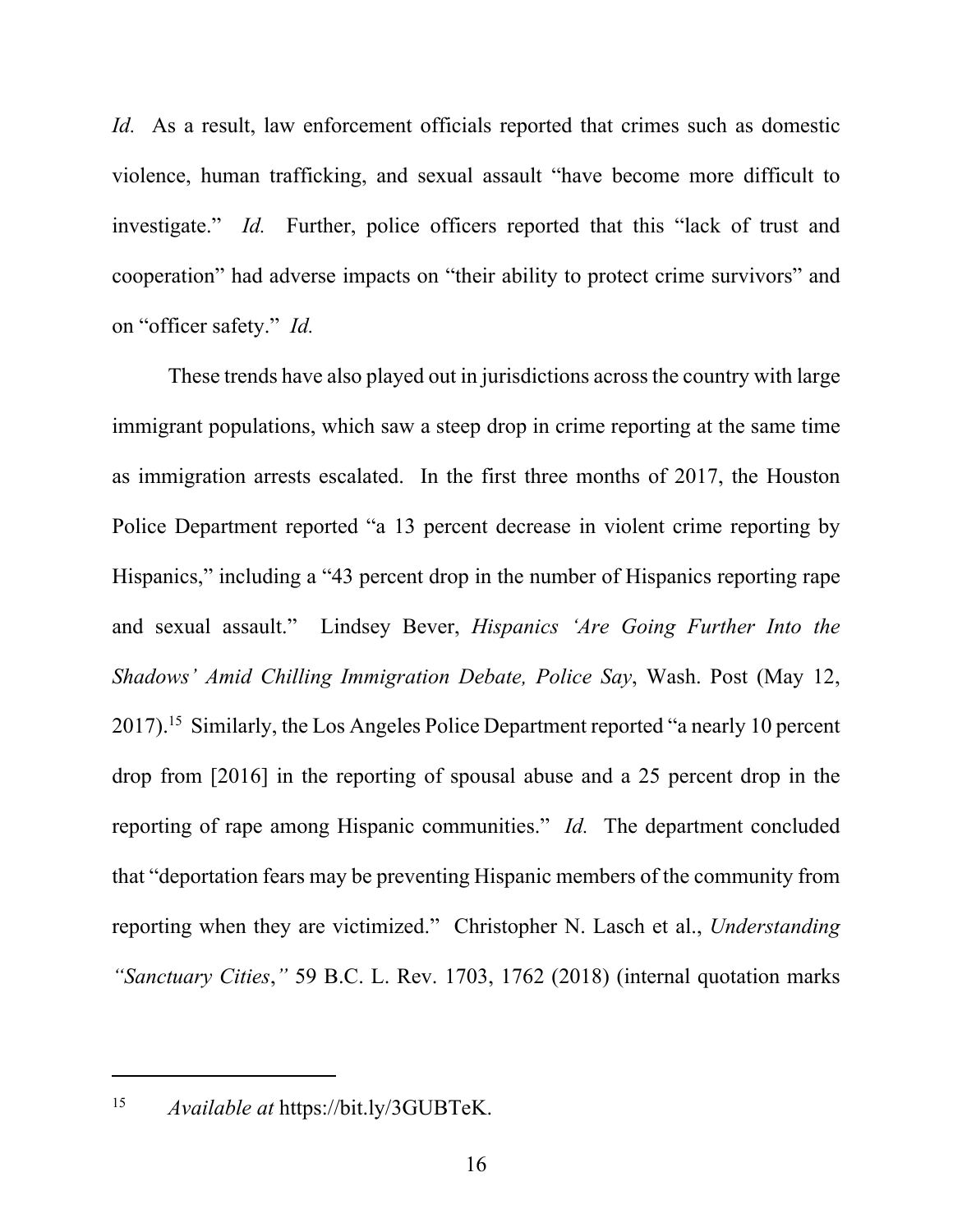*Id.* As a result, law enforcement officials reported that crimes such as domestic violence, human trafficking, and sexual assault "have become more difficult to investigate." *Id.* Further, police officers reported that this "lack of trust and cooperation" had adverse impacts on "their ability to protect crime survivors" and on "officer safety." *Id.*

These trends have also played out in jurisdictions across the country with large immigrant populations, which saw a steep drop in crime reporting at the same time as immigration arrests escalated. In the first three months of 2017, the Houston Police Department reported "a 13 percent decrease in violent crime reporting by Hispanics," including a "43 percent drop in the number of Hispanics reporting rape and sexual assault." Lindsey Bever, *Hispanics 'Are Going Further Into the Shadows' Amid Chilling Immigration Debate, Police Say*, Wash. Post (May 12, 2017).[15] Similarly, the Los Angeles Police Department reported "a nearly 10 percent drop from [2016] in the reporting of spousal abuse and a 25 percent drop in the reporting of rape among Hispanic communities." *Id.* The department concluded that "deportation fears may be preventing Hispanic members of the community from reporting when they are victimized." Christopher N. Lasch et al., *Understanding "Sanctuary Cities,"* 59 B.C. L. Rev. 1703, 1762 (2018) (internal quotation marks

---

[15] *Available at* https://bit.ly/3GUBTeK.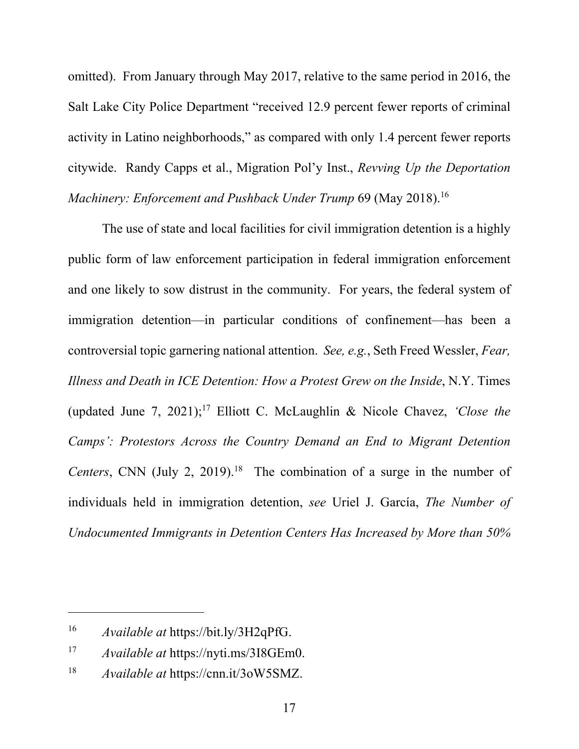omitted). From January through May 2017, relative to the same period in 2016, the Salt Lake City Police Department "received 12.9 percent fewer reports of criminal activity in Latino neighborhoods," as compared with only 1.4 percent fewer reports citywide. Randy Capps et al., Migration Pol'y Inst., *Revving Up the Deportation Machinery: Enforcement and Pushback Under Trump* 69 (May 2018).[16]

The use of state and local facilities for civil immigration detention is a highly public form of law enforcement participation in federal immigration enforcement and one likely to sow distrust in the community. For years, the federal system of immigration detention—in particular conditions of confinement—has been a controversial topic garnering national attention. *See, e.g.*, Seth Freed Wessler, *Fear, Illness and Death in ICE Detention: How a Protest Grew on the Inside*, N.Y. Times (updated June 7, 2021);[17] Elliott C. McLaughlin & Nicole Chavez, *'Close the Camps': Protestors Across the Country Demand an End to Migrant Detention Centers*, CNN (July 2, 2019).[18] The combination of a surge in the number of individuals held in immigration detention, *see* Uriel J. García, *The Number of Undocumented Immigrants in Detention Centers Has Increased by More than 50%*

---

[16] *Available at* https://bit.ly/3H2qPfG.

[17] *Available at* https://nyti.ms/3I8GEm0.

[18] *Available at* https://cnn.it/3oW5SMZ.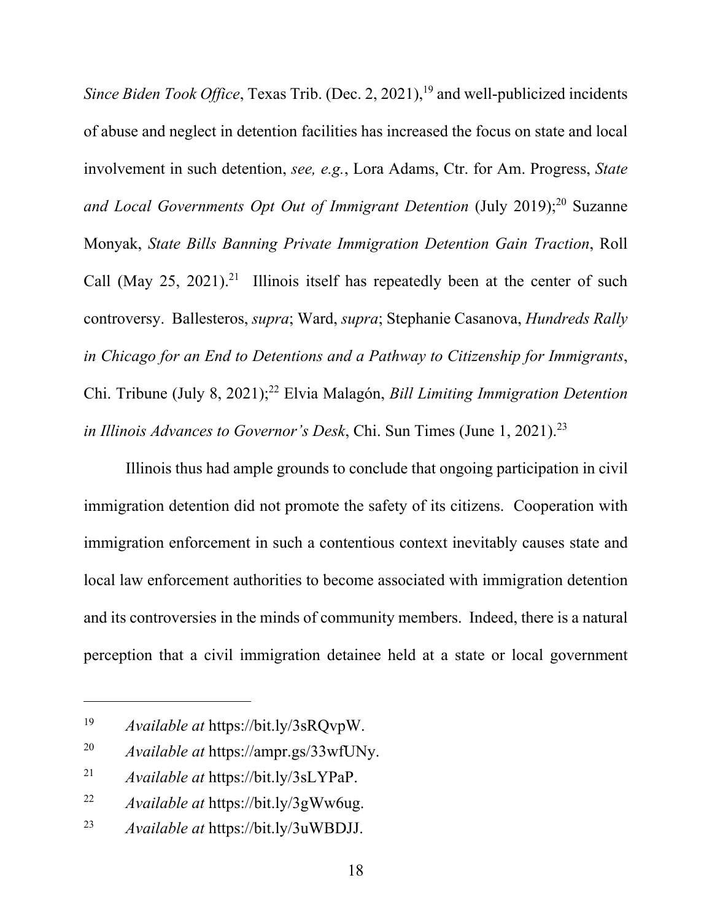*Since Biden Took Office*, Texas Trib. (Dec. 2, 2021),[19] and well-publicized incidents of abuse and neglect in detention facilities has increased the focus on state and local involvement in such detention, *see, e.g.*, Lora Adams, Ctr. for Am. Progress, *State and Local Governments Opt Out of Immigrant Detention* (July 2019);[20] Suzanne Monyak, *State Bills Banning Private Immigration Detention Gain Traction*, Roll Call (May 25, 2021).[21] Illinois itself has repeatedly been at the center of such controversy. Ballesteros, *supra*; Ward, *supra*; Stephanie Casanova, *Hundreds Rally in Chicago for an End to Detentions and a Pathway to Citizenship for Immigrants*, Chi. Tribune (July 8, 2021);[22] Elvia Malagón, *Bill Limiting Immigration Detention in Illinois Advances to Governor's Desk*, Chi. Sun Times (June 1, 2021).[23]

Illinois thus had ample grounds to conclude that ongoing participation in civil immigration detention did not promote the safety of its citizens. Cooperation with immigration enforcement in such a contentious context inevitably causes state and local law enforcement authorities to become associated with immigration detention and its controversies in the minds of community members. Indeed, there is a natural perception that a civil immigration detainee held at a state or local government

---

[19] *Available at* https://bit.ly/3sRQvpW.

[20] *Available at* https://ampr.gs/33wfUNy.

[21] *Available at* https://bit.ly/3sLYPaP.

[22] *Available at* https://bit.ly/3gWw6ug.

[23] *Available at* https://bit.ly/3uWBDJJ.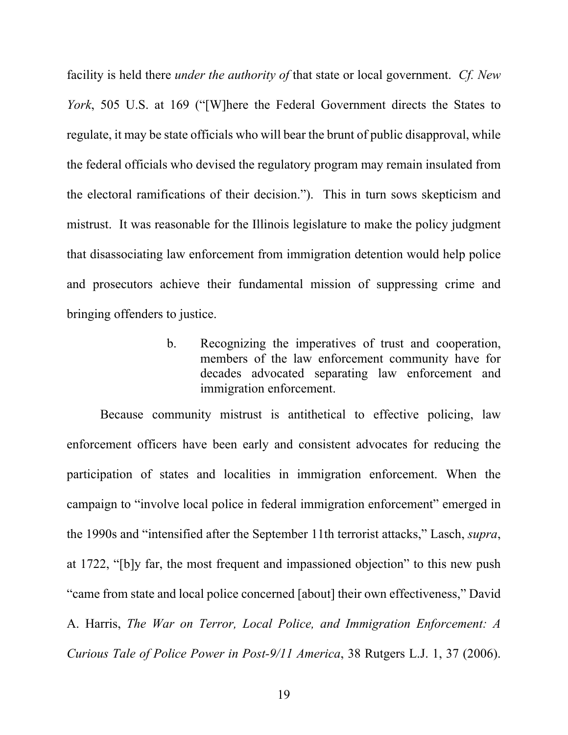facility is held there *under the authority of* that state or local government. *Cf. New York*, 505 U.S. at 169 ("[W]here the Federal Government directs the States to regulate, it may be state officials who will bear the brunt of public disapproval, while the federal officials who devised the regulatory program may remain insulated from the electoral ramifications of their decision."). This in turn sows skepticism and mistrust. It was reasonable for the Illinois legislature to make the policy judgment that disassociating law enforcement from immigration detention would help police and prosecutors achieve their fundamental mission of suppressing crime and bringing offenders to justice.

#### b. Recognizing the imperatives of trust and cooperation, members of the law enforcement community have for decades advocated separating law enforcement and immigration enforcement.

Because community mistrust is antithetical to effective policing, law enforcement officers have been early and consistent advocates for reducing the participation of states and localities in immigration enforcement. When the campaign to "involve local police in federal immigration enforcement" emerged in the 1990s and "intensified after the September 11th terrorist attacks," Lasch, *supra*, at 1722, "[b]y far, the most frequent and impassioned objection" to this new push "came from state and local police concerned [about] their own effectiveness," David A. Harris, *The War on Terror, Local Police, and Immigration Enforcement: A Curious Tale of Police Power in Post-9/11 America*, 38 Rutgers L.J. 1, 37 (2006).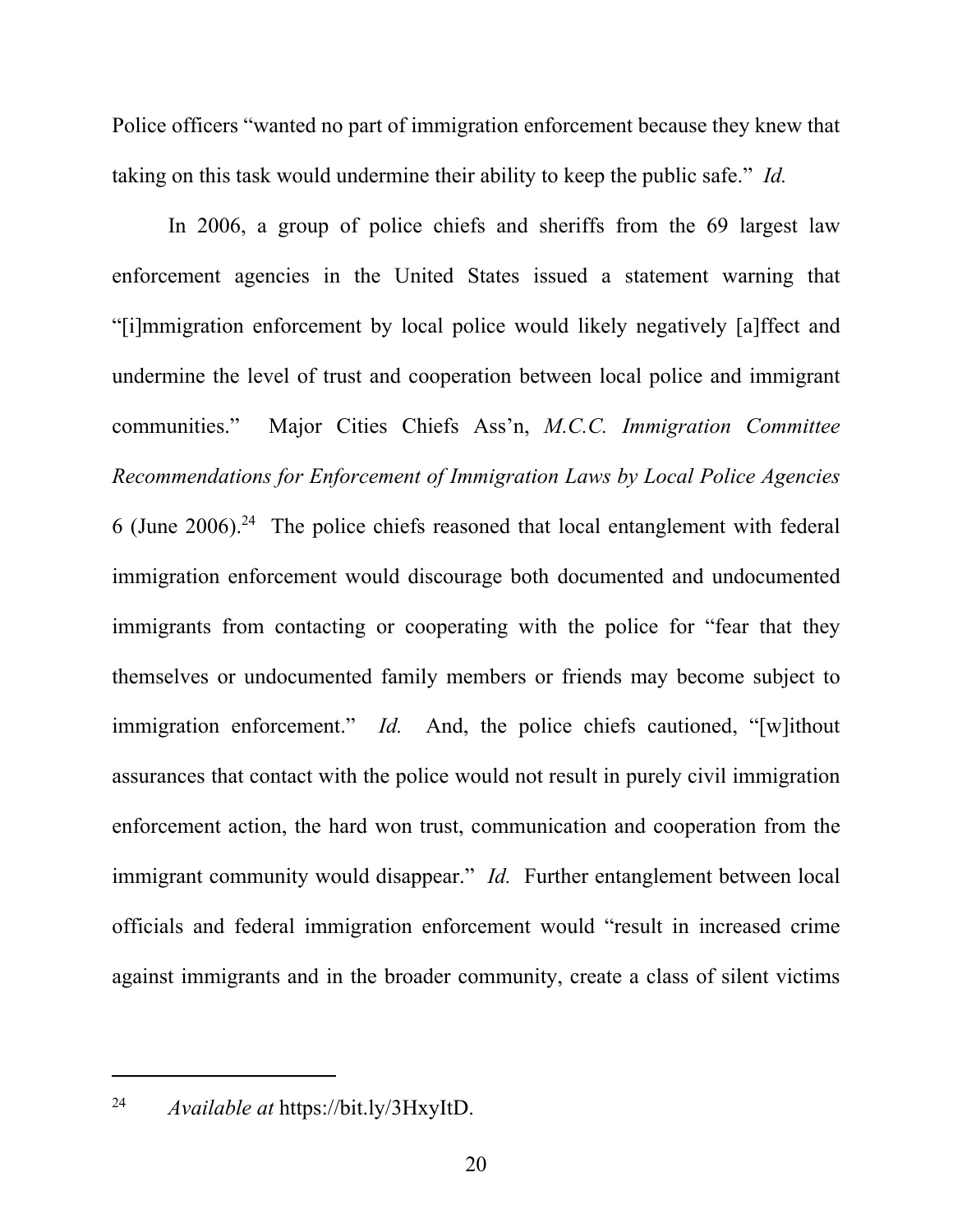Police officers "wanted no part of immigration enforcement because they knew that taking on this task would undermine their ability to keep the public safe." *Id.*

In 2006, a group of police chiefs and sheriffs from the 69 largest law enforcement agencies in the United States issued a statement warning that "[i]mmigration enforcement by local police would likely negatively [a]ffect and undermine the level of trust and cooperation between local police and immigrant communities." Major Cities Chiefs Ass'n, *M.C.C. Immigration Committee Recommendations for Enforcement of Immigration Laws by Local Police Agencies* 6 (June 2006).[24] The police chiefs reasoned that local entanglement with federal immigration enforcement would discourage both documented and undocumented immigrants from contacting or cooperating with the police for "fear that they themselves or undocumented family members or friends may become subject to immigration enforcement." *Id.* And, the police chiefs cautioned, "[w]ithout assurances that contact with the police would not result in purely civil immigration enforcement action, the hard won trust, communication and cooperation from the immigrant community would disappear." *Id.* Further entanglement between local officials and federal immigration enforcement would "result in increased crime against immigrants and in the broader community, create a class of silent victims

---

[24] *Available at* https://bit.ly/3HxyItD.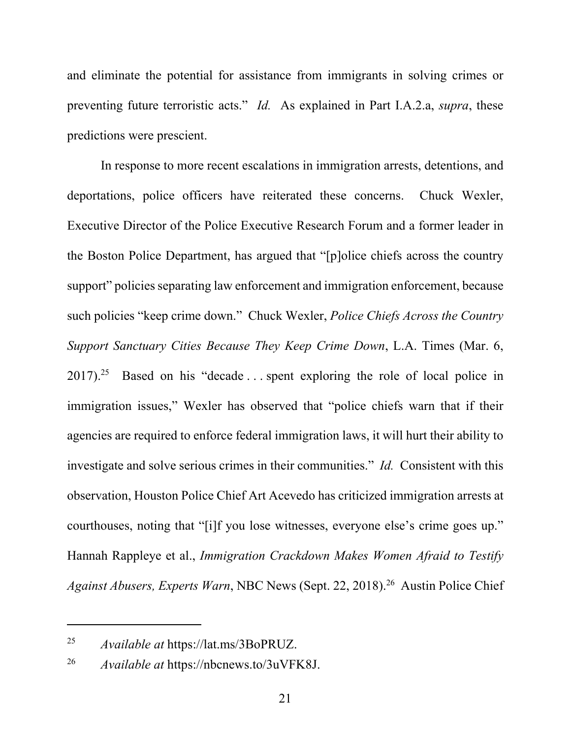and eliminate the potential for assistance from immigrants in solving crimes or preventing future terroristic acts." *Id.* As explained in Part I.A.2.a, *supra*, these predictions were prescient.

In response to more recent escalations in immigration arrests, detentions, and deportations, police officers have reiterated these concerns. Chuck Wexler, Executive Director of the Police Executive Research Forum and a former leader in the Boston Police Department, has argued that "[p]olice chiefs across the country support" policies separating law enforcement and immigration enforcement, because such policies "keep crime down." Chuck Wexler, *Police Chiefs Across the Country Support Sanctuary Cities Because They Keep Crime Down*, L.A. Times (Mar. 6, 2017).[25] Based on his "decade . . . spent exploring the role of local police in immigration issues," Wexler has observed that "police chiefs warn that if their agencies are required to enforce federal immigration laws, it will hurt their ability to investigate and solve serious crimes in their communities." *Id.* Consistent with this observation, Houston Police Chief Art Acevedo has criticized immigration arrests at courthouses, noting that "[i]f you lose witnesses, everyone else's crime goes up." Hannah Rappleye et al., *Immigration Crackdown Makes Women Afraid to Testify Against Abusers, Experts Warn*, NBC News (Sept. 22, 2018).[26] Austin Police Chief

---

[25] *Available at* https://lat.ms/3BoPRUZ.

[26] *Available at* https://nbcnews.to/3uVFK8J.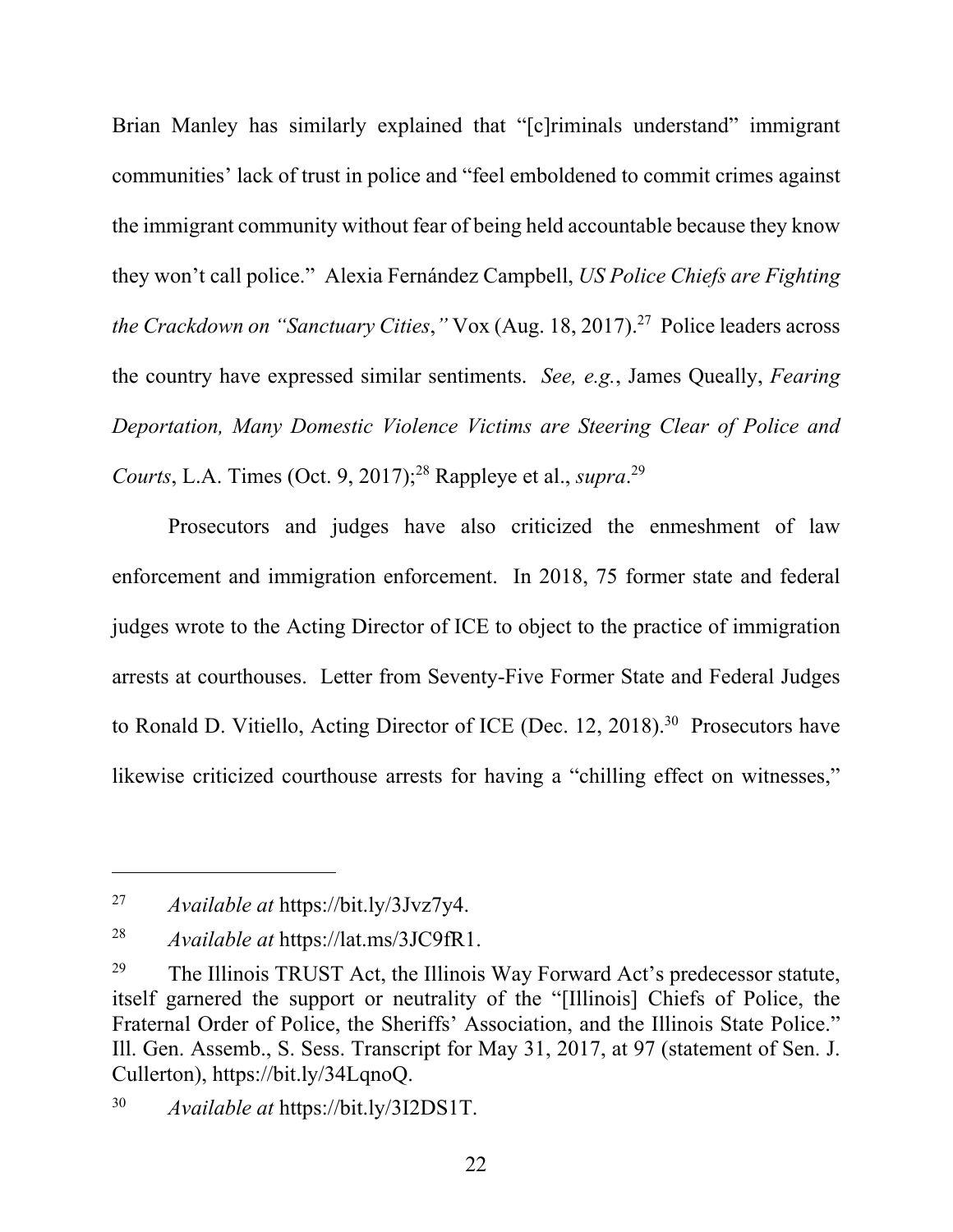Brian Manley has similarly explained that "[c]riminals understand" immigrant communities' lack of trust in police and "feel emboldened to commit crimes against the immigrant community without fear of being held accountable because they know they won't call police." Alexia Fernández Campbell, *US Police Chiefs are Fighting the Crackdown on "Sanctuary Cities*,*"* Vox (Aug. 18, 2017).[27] Police leaders across the country have expressed similar sentiments. *See, e.g.*, James Queally, *Fearing Deportation, Many Domestic Violence Victims are Steering Clear of Police and Courts*, L.A. Times (Oct. 9, 2017);[28] Rappleye et al., *supra*.[29]

Prosecutors and judges have also criticized the enmeshment of law enforcement and immigration enforcement. In 2018, 75 former state and federal judges wrote to the Acting Director of ICE to object to the practice of immigration arrests at courthouses. Letter from Seventy-Five Former State and Federal Judges to Ronald D. Vitiello, Acting Director of ICE (Dec. 12, 2018).[30] Prosecutors have likewise criticized courthouse arrests for having a "chilling effect on witnesses,"

---

[27] *Available at* https://bit.ly/3Jvz7y4.

[28] *Available at* https://lat.ms/3JC9fR1.

[29] The Illinois TRUST Act, the Illinois Way Forward Act's predecessor statute, itself garnered the support or neutrality of the "[Illinois] Chiefs of Police, the Fraternal Order of Police, the Sheriffs' Association, and the Illinois State Police." Ill. Gen. Assemb., S. Sess. Transcript for May 31, 2017, at 97 (statement of Sen. J. Cullerton), https://bit.ly/34LqnoQ.

[30] *Available at* https://bit.ly/3I2DS1T.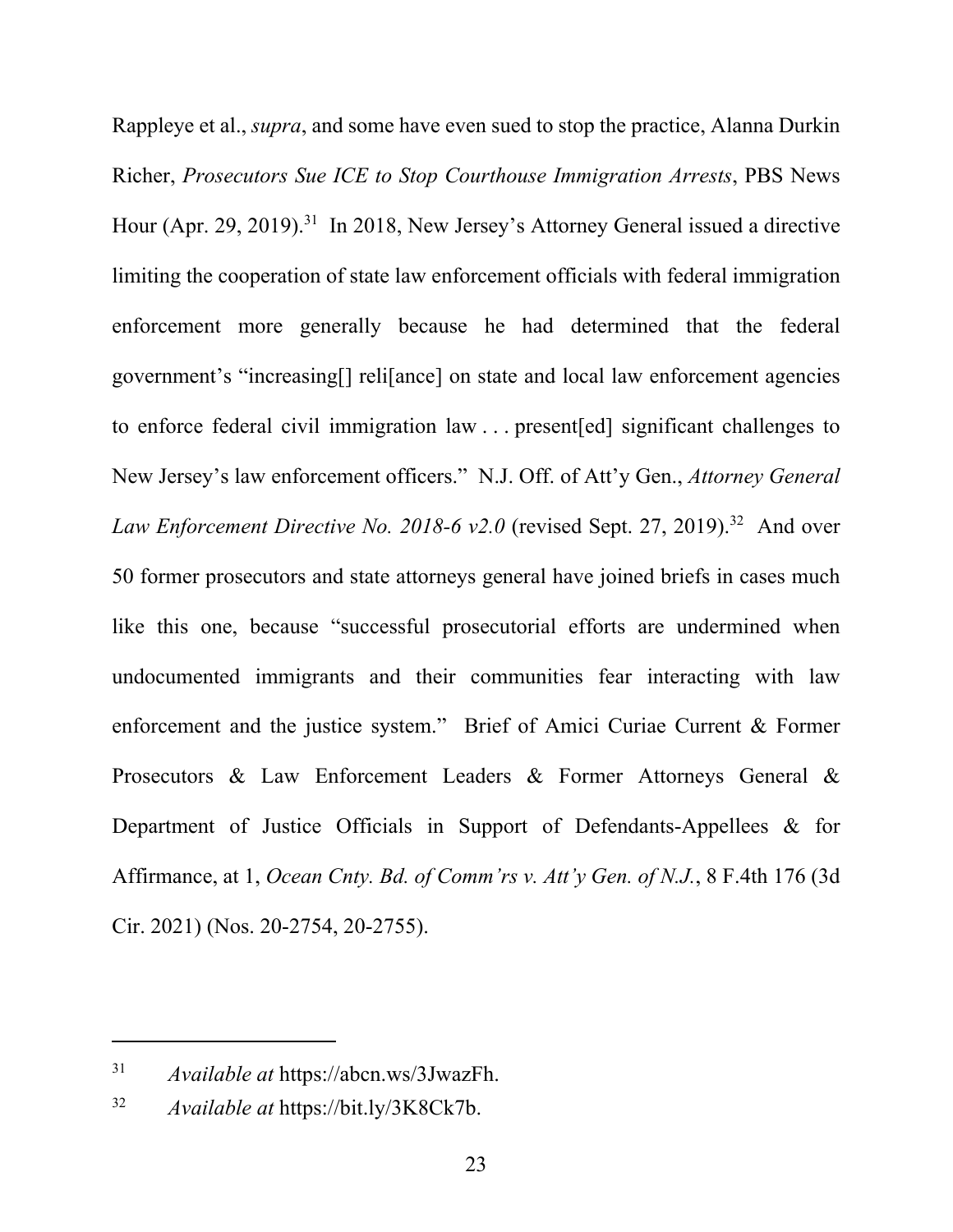Rappleye et al., *supra*, and some have even sued to stop the practice, Alanna Durkin Richer, *Prosecutors Sue ICE to Stop Courthouse Immigration Arrests*, PBS News Hour (Apr. 29, 2019).[31] In 2018, New Jersey's Attorney General issued a directive limiting the cooperation of state law enforcement officials with federal immigration enforcement more generally because he had determined that the federal government's "increasing[] reli[ance] on state and local law enforcement agencies to enforce federal civil immigration law . . . present[ed] significant challenges to New Jersey's law enforcement officers." N.J. Off. of Att'y Gen., *Attorney General Law Enforcement Directive No. 2018-6 v2.0* (revised Sept. 27, 2019).[32] And over 50 former prosecutors and state attorneys general have joined briefs in cases much like this one, because "successful prosecutorial efforts are undermined when undocumented immigrants and their communities fear interacting with law enforcement and the justice system." Brief of Amici Curiae Current & Former Prosecutors & Law Enforcement Leaders & Former Attorneys General & Department of Justice Officials in Support of Defendants-Appellees & for Affirmance, at 1, *Ocean Cnty. Bd. of Comm'rs v. Att'y Gen. of N.J.*, 8 F.4th 176 (3d Cir. 2021) (Nos. 20-2754, 20-2755).

---

[31] *Available at* https://abcn.ws/3JwazFh.

[32] *Available at* https://bit.ly/3K8Ck7b.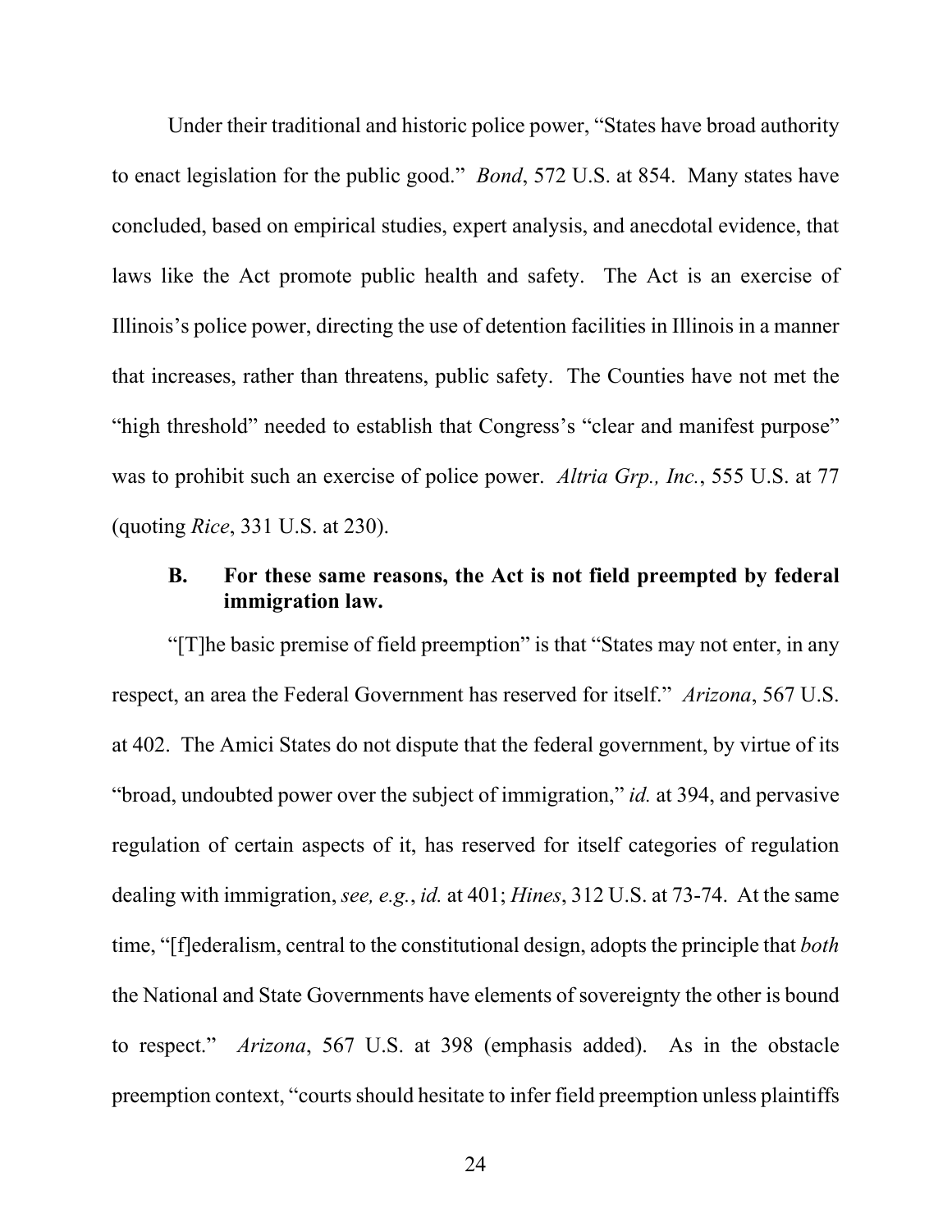Under their traditional and historic police power, "States have broad authority to enact legislation for the public good." *Bond*, 572 U.S. at 854. Many states have concluded, based on empirical studies, expert analysis, and anecdotal evidence, that laws like the Act promote public health and safety. The Act is an exercise of Illinois's police power, directing the use of detention facilities in Illinois in a manner that increases, rather than threatens, public safety. The Counties have not met the "high threshold" needed to establish that Congress's "clear and manifest purpose" was to prohibit such an exercise of police power. *Altria Grp., Inc.*, 555 U.S. at 77 (quoting *Rice*, 331 U.S. at 230).

### B. For these same reasons, the Act is not field preempted by federal immigration law.

"[T]he basic premise of field preemption" is that "States may not enter, in any respect, an area the Federal Government has reserved for itself." *Arizona*, 567 U.S. at 402. The Amici States do not dispute that the federal government, by virtue of its "broad, undoubted power over the subject of immigration," *id.* at 394, and pervasive regulation of certain aspects of it, has reserved for itself categories of regulation dealing with immigration, *see, e.g.*, *id.* at 401; *Hines*, 312 U.S. at 73-74. At the same time, "[f]ederalism, central to the constitutional design, adopts the principle that *both* the National and State Governments have elements of sovereignty the other is bound to respect." *Arizona*, 567 U.S. at 398 (emphasis added). As in the obstacle preemption context, "courts should hesitate to infer field preemption unless plaintiffs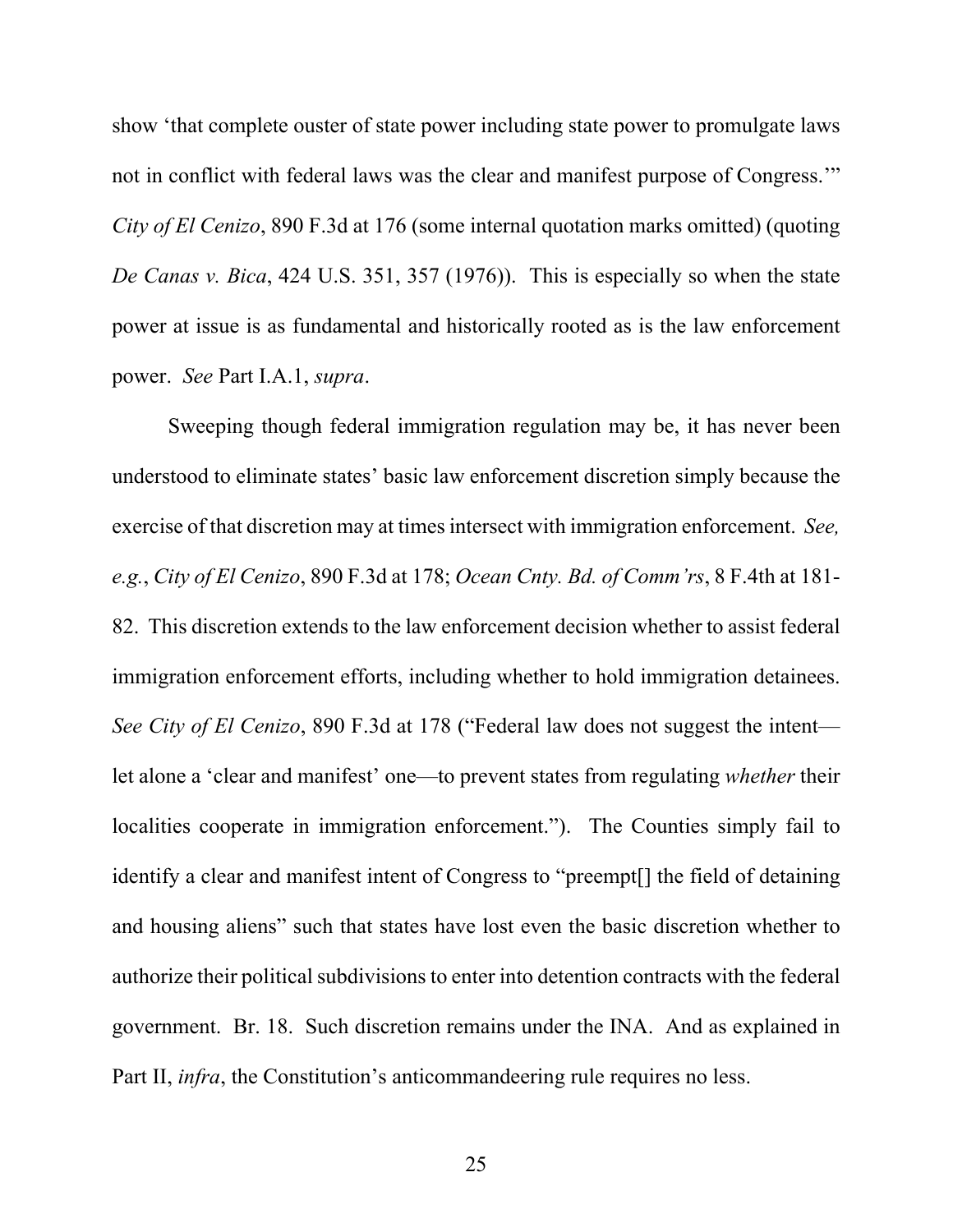show 'that complete ouster of state power including state power to promulgate laws not in conflict with federal laws was the clear and manifest purpose of Congress.'" *City of El Cenizo*, 890 F.3d at 176 (some internal quotation marks omitted) (quoting *De Canas v. Bica*, 424 U.S. 351, 357 (1976)). This is especially so when the state power at issue is as fundamental and historically rooted as is the law enforcement power. *See* Part I.A.1, *supra*.

Sweeping though federal immigration regulation may be, it has never been understood to eliminate states' basic law enforcement discretion simply because the exercise of that discretion may at times intersect with immigration enforcement. *See, e.g.*, *City of El Cenizo*, 890 F.3d at 178; *Ocean Cnty. Bd. of Comm'rs*, 8 F.4th at 181-82. This discretion extends to the law enforcement decision whether to assist federal immigration enforcement efforts, including whether to hold immigration detainees. *See City of El Cenizo*, 890 F.3d at 178 ("Federal law does not suggest the intent—let alone a 'clear and manifest' one—to prevent states from regulating *whether* their localities cooperate in immigration enforcement."). The Counties simply fail to identify a clear and manifest intent of Congress to "preempt[] the field of detaining and housing aliens" such that states have lost even the basic discretion whether to authorize their political subdivisions to enter into detention contracts with the federal government. Br. 18. Such discretion remains under the INA. And as explained in Part II, *infra*, the Constitution's anticommandeering rule requires no less.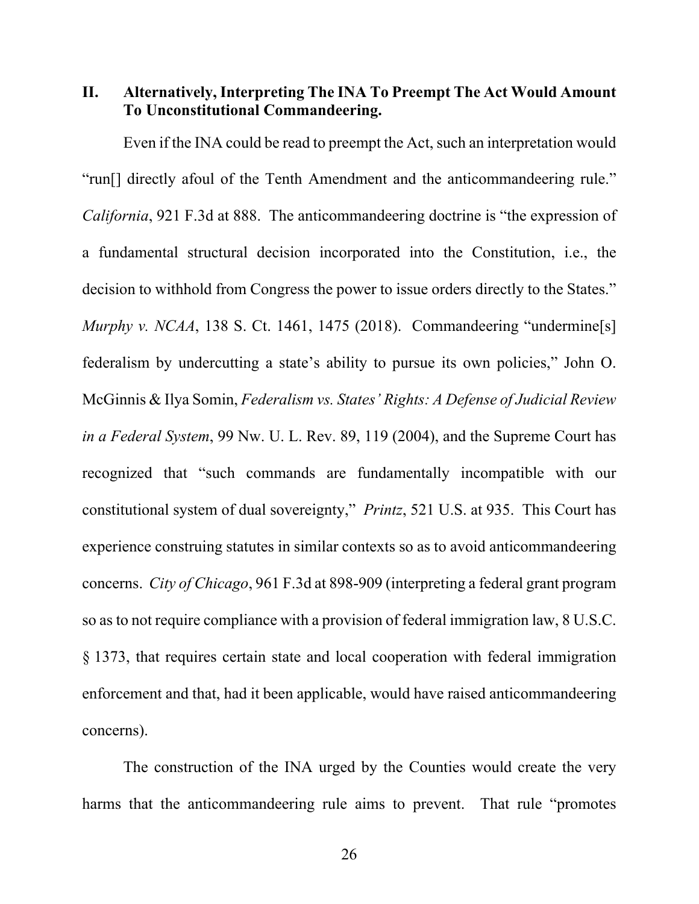## II. Alternatively, Interpreting The INA To Preempt The Act Would Amount To Unconstitutional Commandeering.

Even if the INA could be read to preempt the Act, such an interpretation would "run[] directly afoul of the Tenth Amendment and the anticommandeering rule." *California*, 921 F.3d at 888. The anticommandeering doctrine is "the expression of a fundamental structural decision incorporated into the Constitution, i.e., the decision to withhold from Congress the power to issue orders directly to the States." *Murphy v. NCAA*, 138 S. Ct. 1461, 1475 (2018). Commandeering "undermine[s] federalism by undercutting a state's ability to pursue its own policies," John O. McGinnis & Ilya Somin, *Federalism vs. States' Rights: A Defense of Judicial Review in a Federal System*, 99 Nw. U. L. Rev. 89, 119 (2004), and the Supreme Court has recognized that "such commands are fundamentally incompatible with our constitutional system of dual sovereignty," *Printz*, 521 U.S. at 935. This Court has experience construing statutes in similar contexts so as to avoid anticommandeering concerns. *City of Chicago*, 961 F.3d at 898-909 (interpreting a federal grant program so as to not require compliance with a provision of federal immigration law, 8 U.S.C. § 1373, that requires certain state and local cooperation with federal immigration enforcement and that, had it been applicable, would have raised anticommandeering concerns).

The construction of the INA urged by the Counties would create the very harms that the anticommandeering rule aims to prevent. That rule "promotes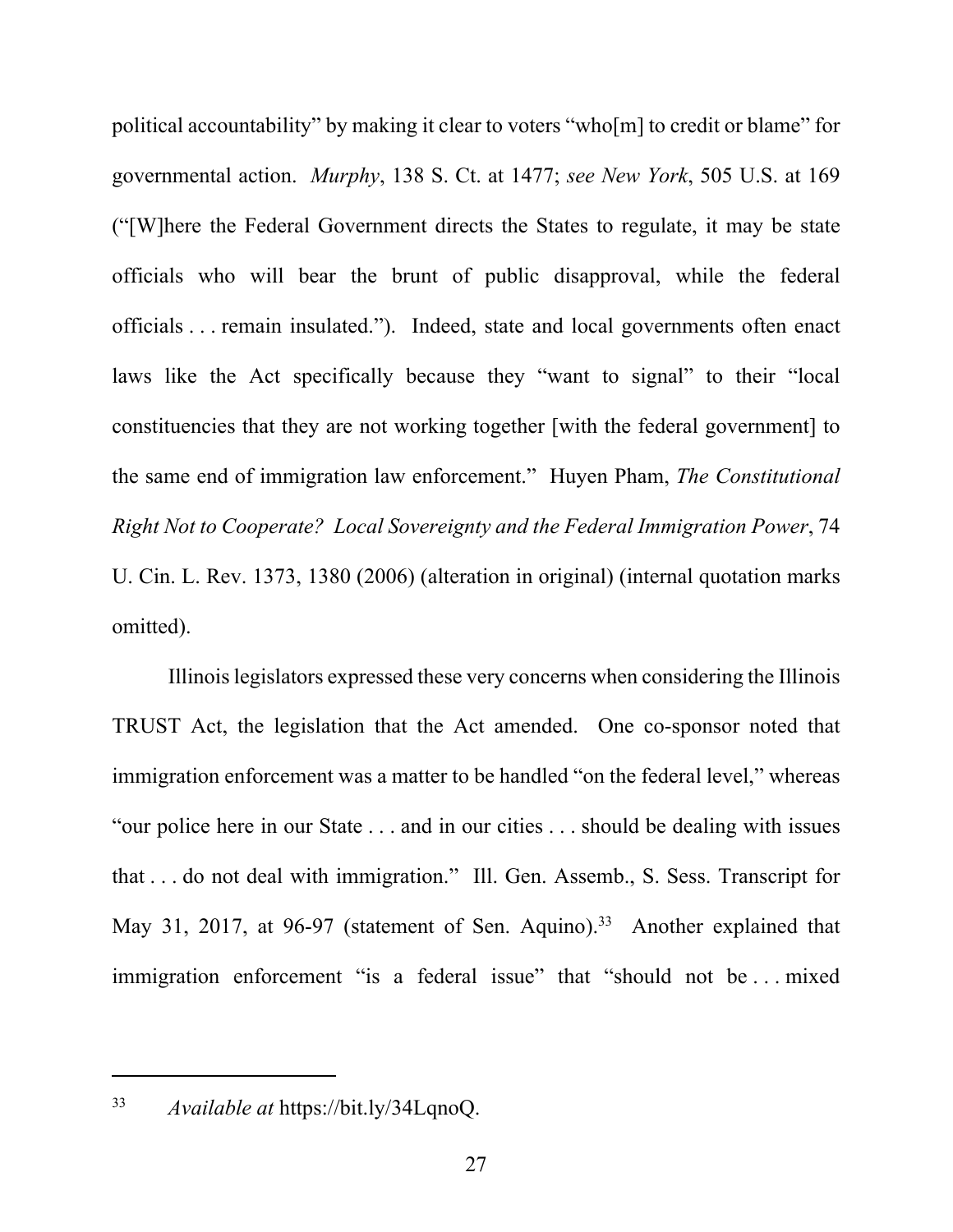political accountability" by making it clear to voters "who[m] to credit or blame" for governmental action. *Murphy*, 138 S. Ct. at 1477; *see New York*, 505 U.S. at 169 ("[W]here the Federal Government directs the States to regulate, it may be state officials who will bear the brunt of public disapproval, while the federal officials . . . remain insulated."). Indeed, state and local governments often enact laws like the Act specifically because they "want to signal" to their "local constituencies that they are not working together [with the federal government] to the same end of immigration law enforcement." Huyen Pham, *The Constitutional Right Not to Cooperate? Local Sovereignty and the Federal Immigration Power*, 74 U. Cin. L. Rev. 1373, 1380 (2006) (alteration in original) (internal quotation marks omitted).

Illinois legislators expressed these very concerns when considering the Illinois TRUST Act, the legislation that the Act amended. One co-sponsor noted that immigration enforcement was a matter to be handled "on the federal level," whereas "our police here in our State . . . and in our cities . . . should be dealing with issues that . . . do not deal with immigration." Ill. Gen. Assemb., S. Sess. Transcript for May 31, 2017, at 96-97 (statement of Sen. Aquino).[33] Another explained that immigration enforcement "is a federal issue" that "should not be . . . mixed

---

[33] *Available at* https://bit.ly/34LqnoQ.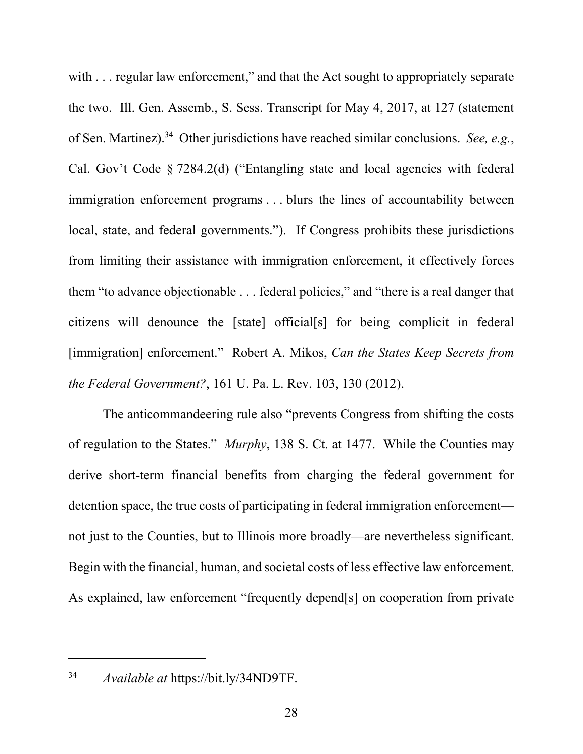with . . . regular law enforcement," and that the Act sought to appropriately separate the two. Ill. Gen. Assemb., S. Sess. Transcript for May 4, 2017, at 127 (statement of Sen. Martinez).[34] Other jurisdictions have reached similar conclusions. *See, e.g.*, Cal. Gov't Code § 7284.2(d) ("Entangling state and local agencies with federal immigration enforcement programs . . . blurs the lines of accountability between local, state, and federal governments."). If Congress prohibits these jurisdictions from limiting their assistance with immigration enforcement, it effectively forces them "to advance objectionable . . . federal policies," and "there is a real danger that citizens will denounce the [state] official[s] for being complicit in federal [immigration] enforcement." Robert A. Mikos, *Can the States Keep Secrets from the Federal Government?*, 161 U. Pa. L. Rev. 103, 130 (2012).

The anticommandeering rule also "prevents Congress from shifting the costs of regulation to the States." *Murphy*, 138 S. Ct. at 1477. While the Counties may derive short-term financial benefits from charging the federal government for detention space, the true costs of participating in federal immigration enforcement—not just to the Counties, but to Illinois more broadly—are nevertheless significant. Begin with the financial, human, and societal costs of less effective law enforcement. As explained, law enforcement "frequently depend[s] on cooperation from private

---

[34] *Available at* https://bit.ly/34ND9TF.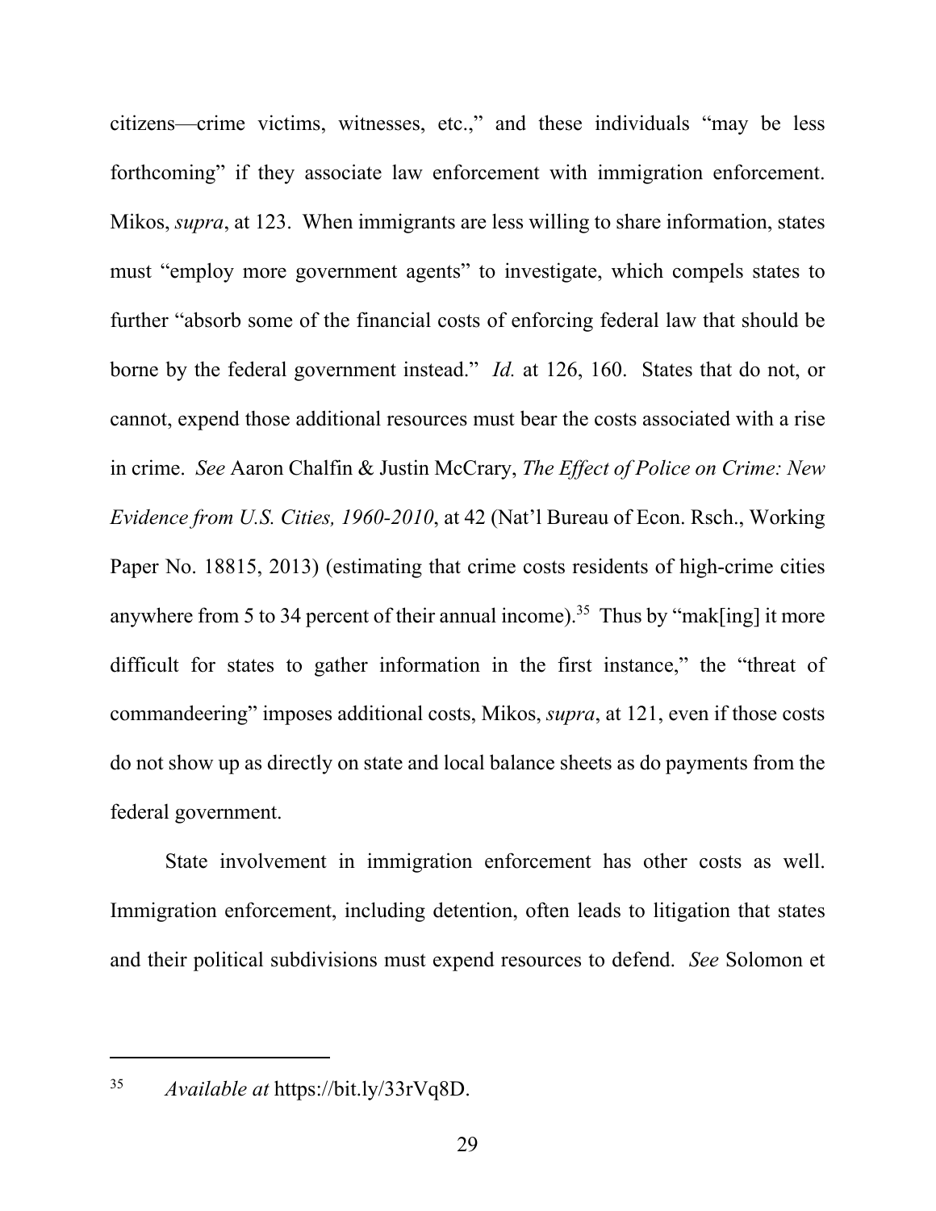citizens—crime victims, witnesses, etc.," and these individuals "may be less forthcoming" if they associate law enforcement with immigration enforcement. Mikos, *supra*, at 123. When immigrants are less willing to share information, states must "employ more government agents" to investigate, which compels states to further "absorb some of the financial costs of enforcing federal law that should be borne by the federal government instead." *Id.* at 126, 160. States that do not, or cannot, expend those additional resources must bear the costs associated with a rise in crime. *See* Aaron Chalfin & Justin McCrary, *The Effect of Police on Crime: New Evidence from U.S. Cities, 1960-2010*, at 42 (Nat'l Bureau of Econ. Rsch., Working Paper No. 18815, 2013) (estimating that crime costs residents of high-crime cities anywhere from 5 to 34 percent of their annual income).[35] Thus by "mak[ing] it more difficult for states to gather information in the first instance," the "threat of commandeering" imposes additional costs, Mikos, *supra*, at 121, even if those costs do not show up as directly on state and local balance sheets as do payments from the federal government.

State involvement in immigration enforcement has other costs as well. Immigration enforcement, including detention, often leads to litigation that states and their political subdivisions must expend resources to defend. *See* Solomon et

---

[35] *Available at* https://bit.ly/33rVq8D.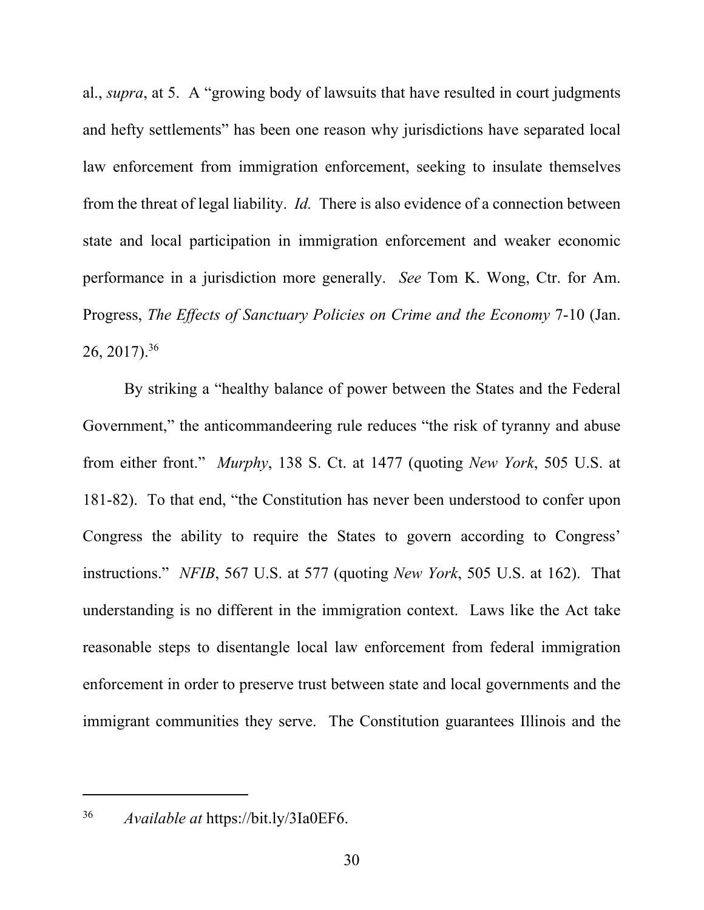al., *supra*, at 5. A "growing body of lawsuits that have resulted in court judgments and hefty settlements" has been one reason why jurisdictions have separated local law enforcement from immigration enforcement, seeking to insulate themselves from the threat of legal liability. *Id.* There is also evidence of a connection between state and local participation in immigration enforcement and weaker economic performance in a jurisdiction more generally. *See* Tom K. Wong, Ctr. for Am. Progress, *The Effects of Sanctuary Policies on Crime and the Economy* 7-10 (Jan. 26, 2017).[36]

By striking a "healthy balance of power between the States and the Federal Government," the anticommandeering rule reduces "the risk of tyranny and abuse from either front." *Murphy*, 138 S. Ct. at 1477 (quoting *New York*, 505 U.S. at 181-82). To that end, "the Constitution has never been understood to confer upon Congress the ability to require the States to govern according to Congress' instructions." *NFIB*, 567 U.S. at 577 (quoting *New York*, 505 U.S. at 162). That understanding is no different in the immigration context. Laws like the Act take reasonable steps to disentangle local law enforcement from federal immigration enforcement in order to preserve trust between state and local governments and the immigrant communities they serve. The Constitution guarantees Illinois and the

---

[36] *Available at* https://bit.ly/3Ia0EF6.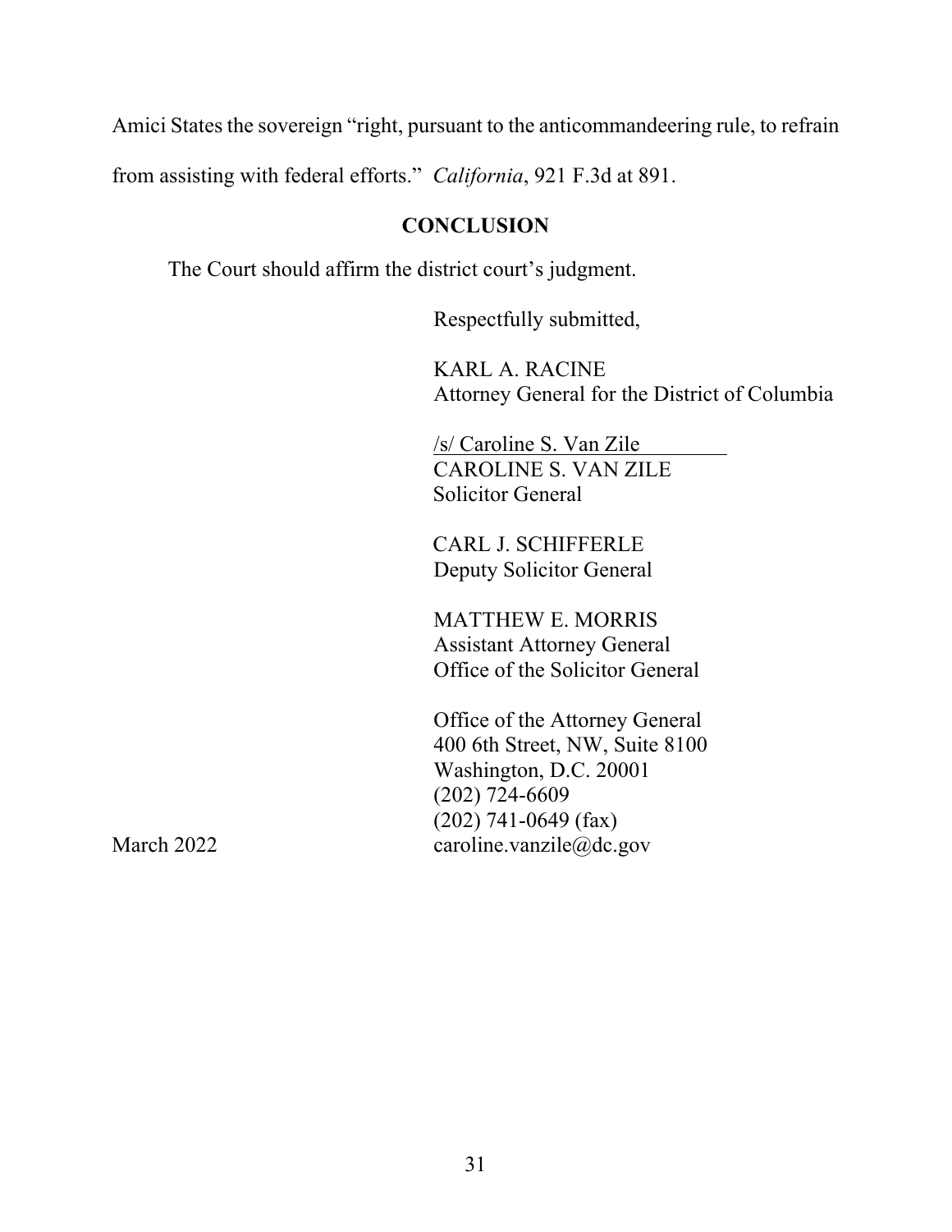Amici States the sovereign "right, pursuant to the anticommandeering rule, to refrain from assisting with federal efforts." *California*, 921 F.3d at 891.

## CONCLUSION

The Court should affirm the district court's judgment.

Respectfully submitted,

KARL A. RACINE
Attorney General for the District of Columbia

/s/ Caroline S. Van Zile
CAROLINE S. VAN ZILE
Solicitor General

CARL J. SCHIFFERLE
Deputy Solicitor General

MATTHEW E. MORRIS
Assistant Attorney General
Office of the Solicitor General

Office of the Attorney General
400 6th Street, NW, Suite 8100
Washington, D.C. 20001
(202) 724-6609
(202) 741-0649 (fax)
caroline.vanzile@dc.gov

March 2022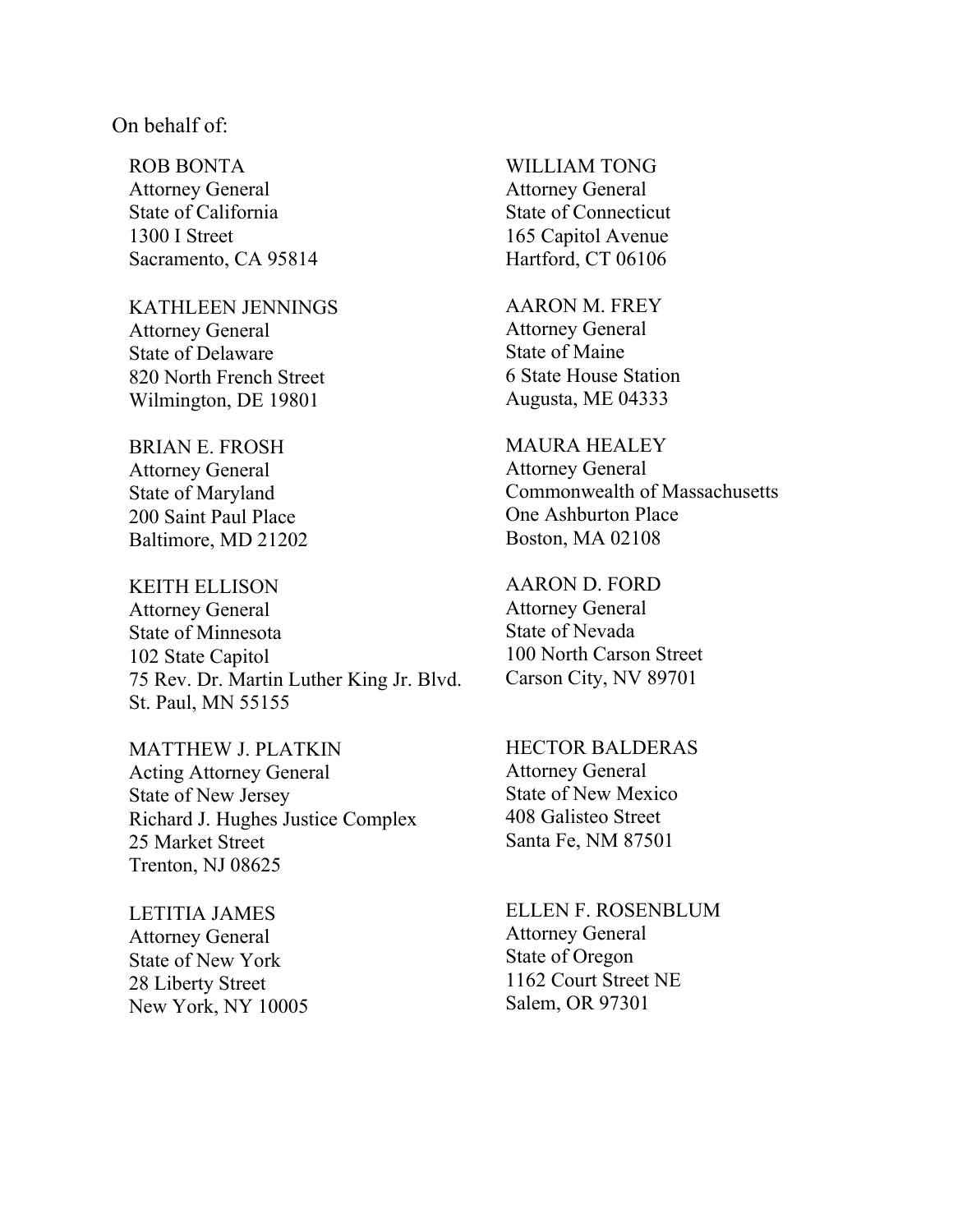On behalf of:

ROB BONTA
Attorney General
State of California
1300 I Street
Sacramento, CA 95814

WILLIAM TONG
Attorney General
State of Connecticut
165 Capitol Avenue
Hartford, CT 06106

KATHLEEN JENNINGS
Attorney General
State of Delaware
820 North French Street
Wilmington, DE 19801

AARON M. FREY
Attorney General
State of Maine
6 State House Station
Augusta, ME 04333

BRIAN E. FROSH
Attorney General
State of Maryland
200 Saint Paul Place
Baltimore, MD 21202

MAURA HEALEY
Attorney General
Commonwealth of Massachusetts
One Ashburton Place
Boston, MA 02108

KEITH ELLISON
Attorney General
State of Minnesota
102 State Capitol
75 Rev. Dr. Martin Luther King Jr. Blvd.
St. Paul, MN 55155

AARON D. FORD
Attorney General
State of Nevada
100 North Carson Street
Carson City, NV 89701

MATTHEW J. PLATKIN
Acting Attorney General
State of New Jersey
Richard J. Hughes Justice Complex
25 Market Street
Trenton, NJ 08625

HECTOR BALDERAS
Attorney General
State of New Mexico
408 Galisteo Street
Santa Fe, NM 87501

LETITIA JAMES
Attorney General
State of New York
28 Liberty Street
New York, NY 10005

ELLEN F. ROSENBLUM
Attorney General
State of Oregon
1162 Court Street NE
Salem, OR 97301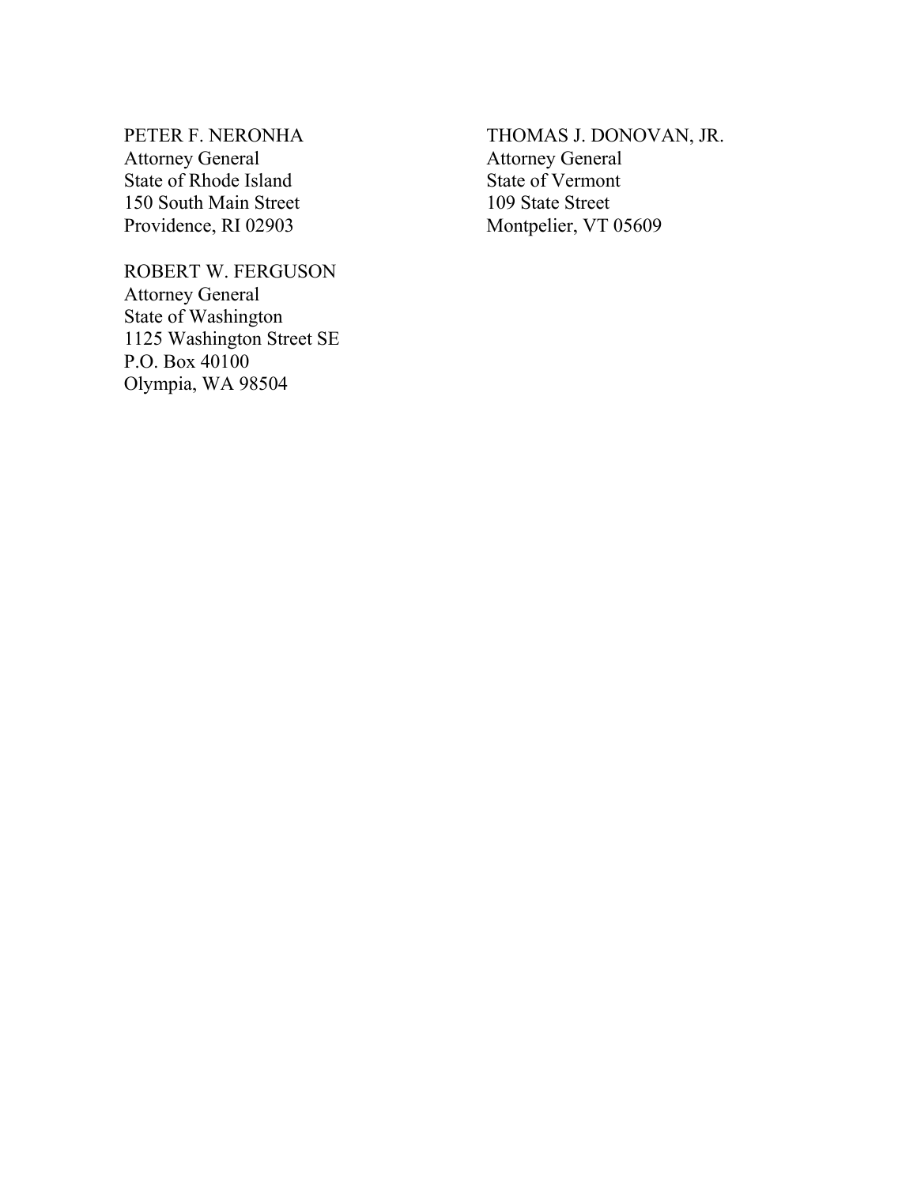PETER F. NERONHA
Attorney General
State of Rhode Island
150 South Main Street
Providence, RI 02903

THOMAS J. DONOVAN, JR.
Attorney General
State of Vermont
109 State Street
Montpelier, VT 05609

ROBERT W. FERGUSON
Attorney General
State of Washington
1125 Washington Street SE
P.O. Box 40100
Olympia, WA 98504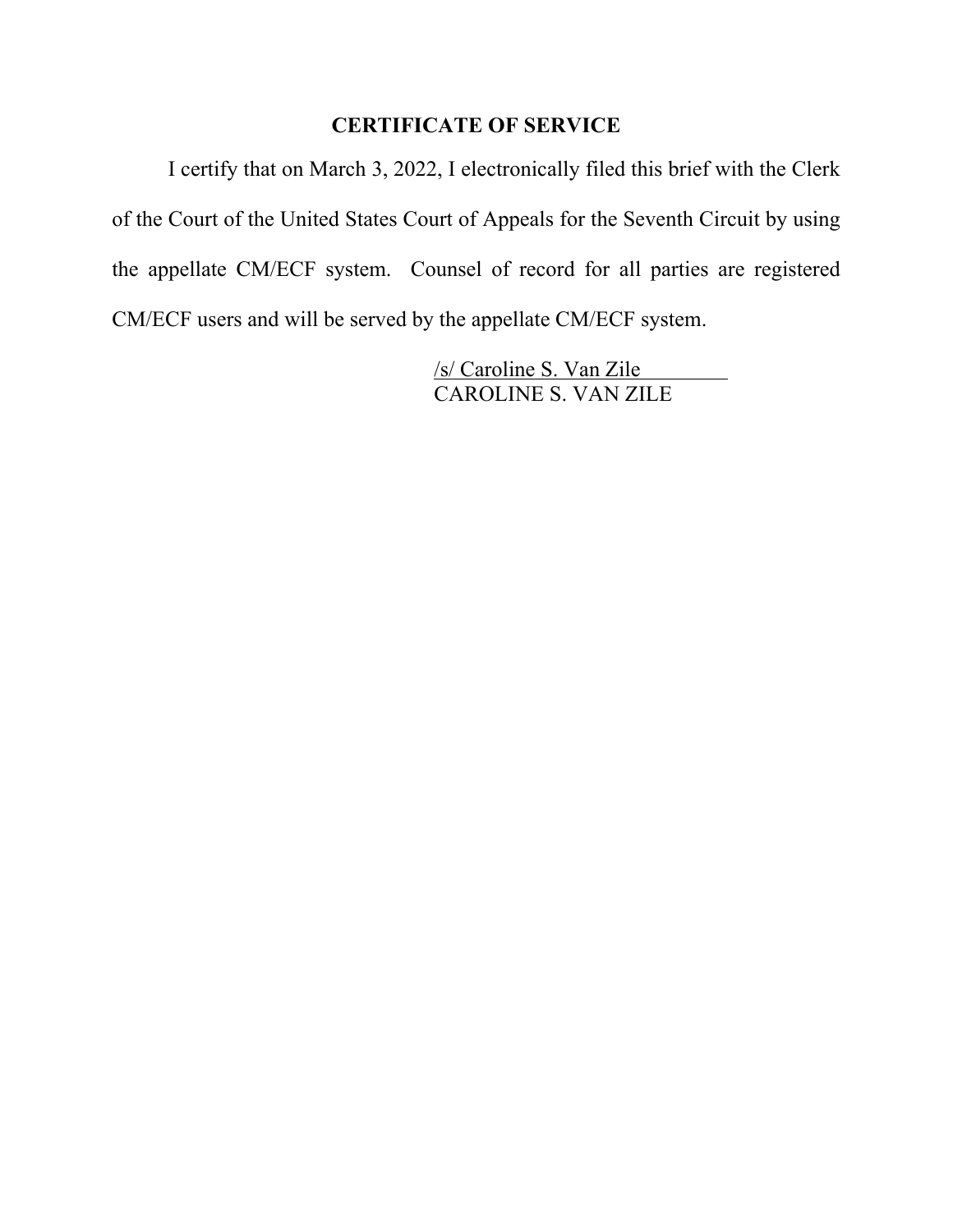## CERTIFICATE OF SERVICE

I certify that on March 3, 2022, I electronically filed this brief with the Clerk of the Court of the United States Court of Appeals for the Seventh Circuit by using the appellate CM/ECF system. Counsel of record for all parties are registered CM/ECF users and will be served by the appellate CM/ECF system.

/s/ Caroline S. Van Zile
CAROLINE S. VAN ZILE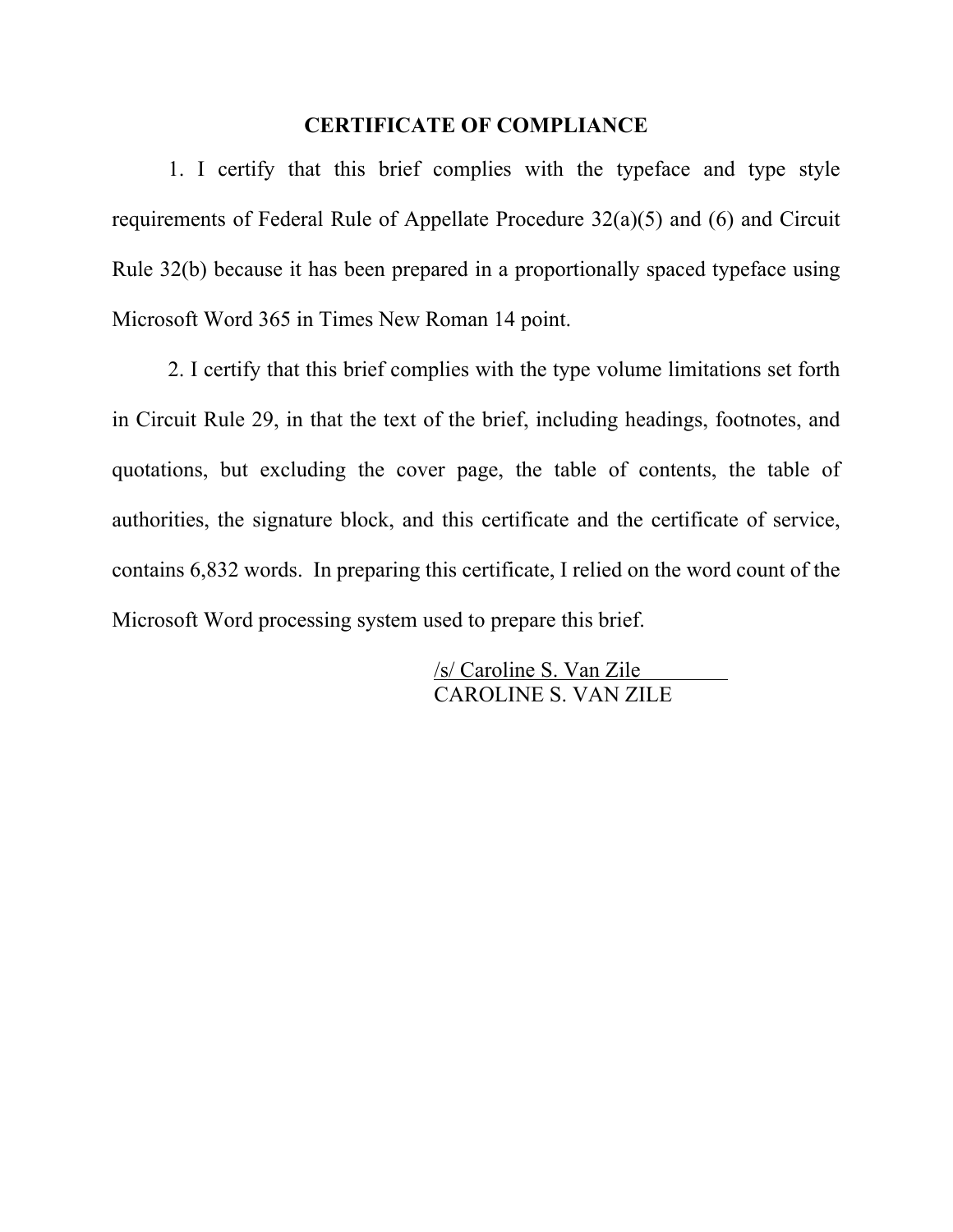## CERTIFICATE OF COMPLIANCE

1. I certify that this brief complies with the typeface and type style requirements of Federal Rule of Appellate Procedure 32(a)(5) and (6) and Circuit Rule 32(b) because it has been prepared in a proportionally spaced typeface using Microsoft Word 365 in Times New Roman 14 point.

2. I certify that this brief complies with the type volume limitations set forth in Circuit Rule 29, in that the text of the brief, including headings, footnotes, and quotations, but excluding the cover page, the table of contents, the table of authorities, the signature block, and this certificate and the certificate of service, contains 6,832 words. In preparing this certificate, I relied on the word count of the Microsoft Word processing system used to prepare this brief.

/s/ Caroline S. Van Zile
CAROLINE S. VAN ZILE